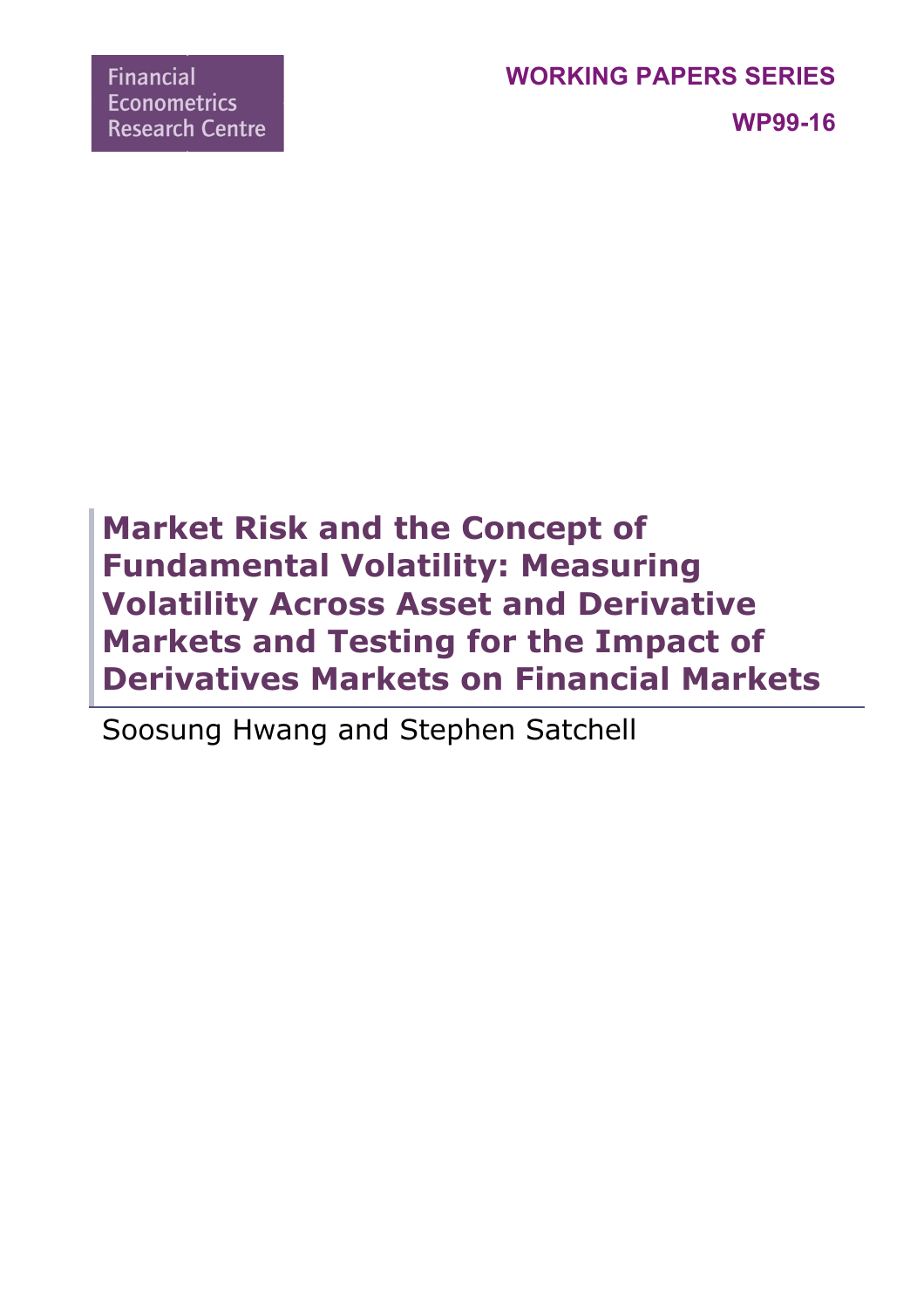Financial Econometrics Research Centre

**WORKING PAPERS SERIES**

**WP99-16**

# Market Risk and the Concept of Fundamental Volatility: Measuring Volatility Across Asset and Derivative Markets and Testing for the Impact of Derivatives Markets on Financial Markets

Soosung Hwang and Stephen Satchell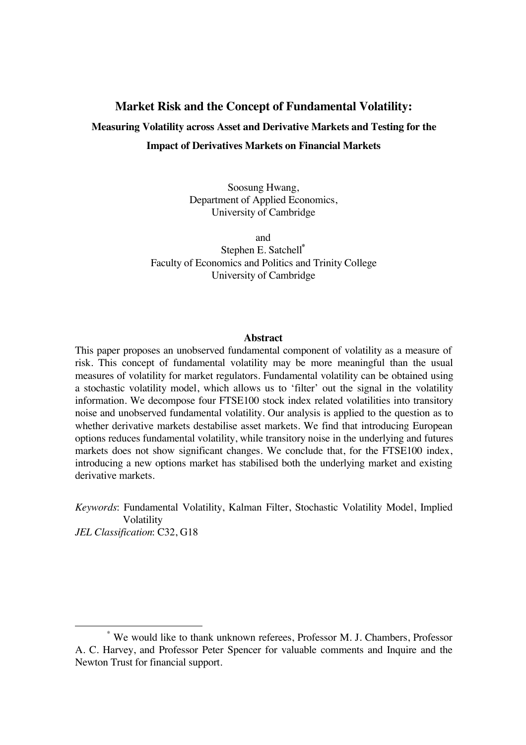# Market Risk and the Concept of Fundamental Volatility:

## Measuring Volatility across Asset and Derivative Markets and Testing for the Impact of Derivatives Markets on Financial Markets

Soosung Hwang,  
Department of Applied Economics,  
University of Cambridge

and  
Stephen E. Satchell*  
Faculty of Economics and Politics and Trinity College  
University of Cambridge

### Abstract

This paper proposes an unobserved fundamental component of volatility as a measure of risk. This concept of fundamental volatility may be more meaningful than the usual measures of volatility for market regulators. Fundamental volatility can be obtained using a stochastic volatility model, which allows us to 'filter' out the signal in the volatility information. We decompose four FTSE100 stock index related volatilities into transitory noise and unobserved fundamental volatility. Our analysis is applied to the question as to whether derivative markets destabilise asset markets. We find that introducing European options reduces fundamental volatility, while transitory noise in the underlying and futures markets does not show significant changes. We conclude that, for the FTSE100 index, introducing a new options market has stabilised both the underlying market and existing derivative markets.

*Keywords*: Fundamental Volatility, Kalman Filter, Stochastic Volatility Model, Implied Volatility  
*JEL Classification*: C32, G18

---

* We would like to thank unknown referees, Professor M. J. Chambers, Professor A. C. Harvey, and Professor Peter Spencer for valuable comments and Inquire and the Newton Trust for financial support.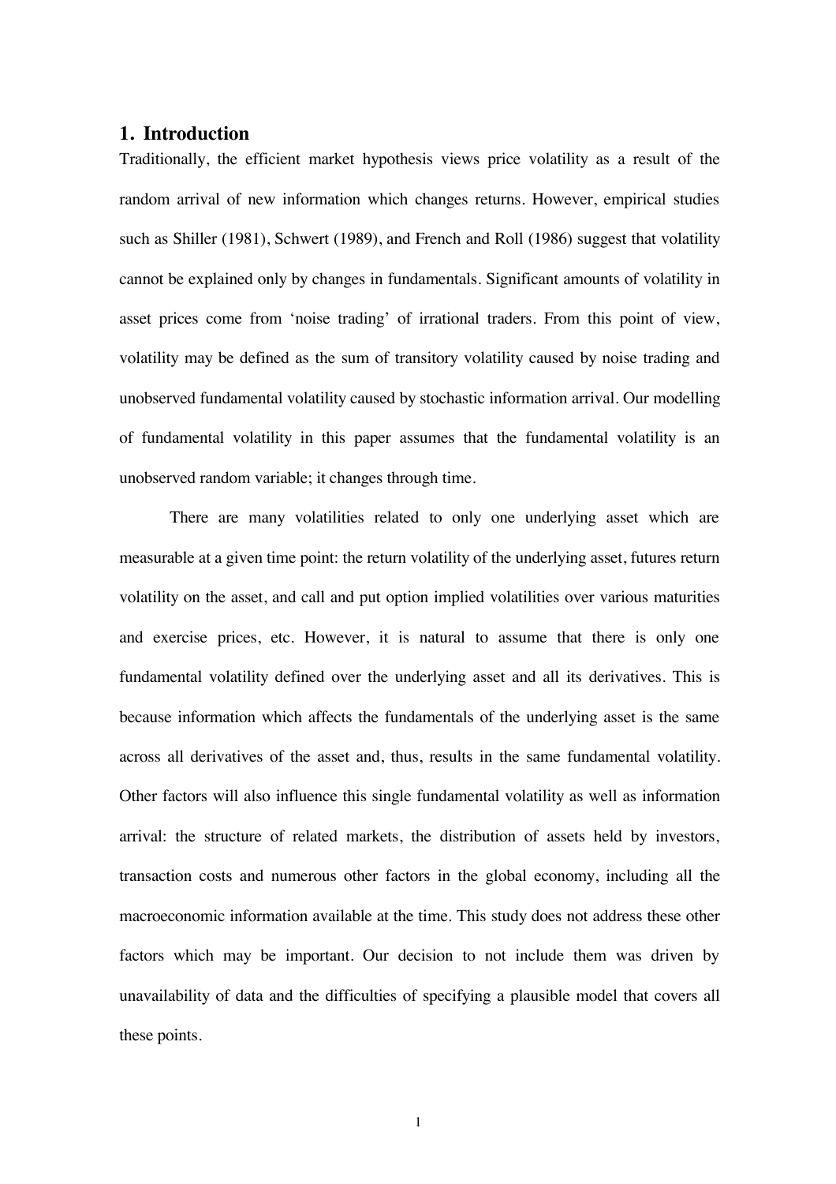## 1. Introduction

Traditionally, the efficient market hypothesis views price volatility as a result of the random arrival of new information which changes returns. However, empirical studies such as Shiller (1981), Schwert (1989), and French and Roll (1986) suggest that volatility cannot be explained only by changes in fundamentals. Significant amounts of volatility in asset prices come from 'noise trading' of irrational traders. From this point of view, volatility may be defined as the sum of transitory volatility caused by noise trading and unobserved fundamental volatility caused by stochastic information arrival. Our modelling of fundamental volatility in this paper assumes that the fundamental volatility is an unobserved random variable; it changes through time.

There are many volatilities related to only one underlying asset which are measurable at a given time point: the return volatility of the underlying asset, futures return volatility on the asset, and call and put option implied volatilities over various maturities and exercise prices, etc. However, it is natural to assume that there is only one fundamental volatility defined over the underlying asset and all its derivatives. This is because information which affects the fundamentals of the underlying asset is the same across all derivatives of the asset and, thus, results in the same fundamental volatility. Other factors will also influence this single fundamental volatility as well as information arrival: the structure of related markets, the distribution of assets held by investors, transaction costs and numerous other factors in the global economy, including all the macroeconomic information available at the time. This study does not address these other factors which may be important. Our decision to not include them was driven by unavailability of data and the difficulties of specifying a plausible model that covers all these points.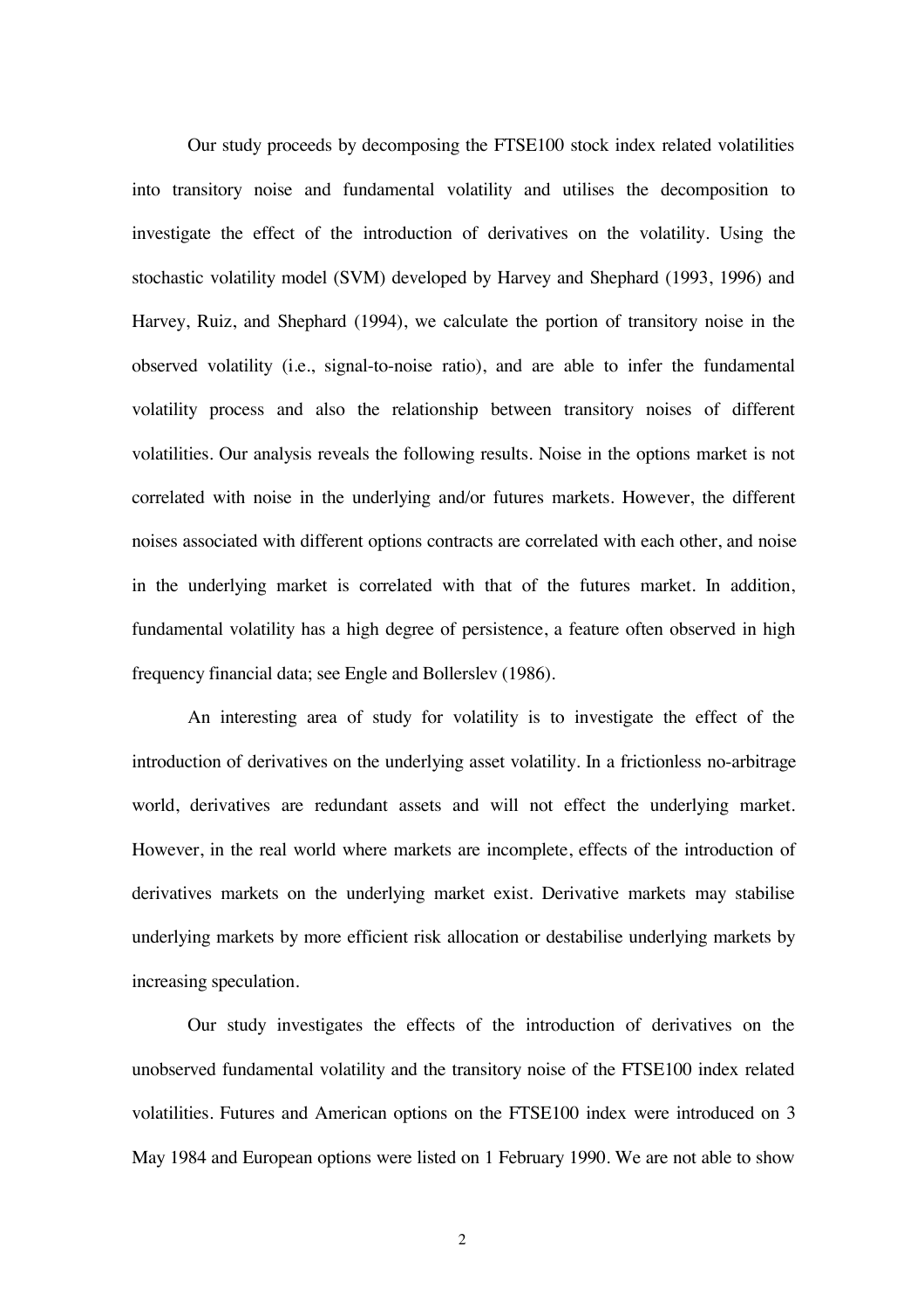Our study proceeds by decomposing the FTSE100 stock index related volatilities into transitory noise and fundamental volatility and utilises the decomposition to investigate the effect of the introduction of derivatives on the volatility. Using the stochastic volatility model (SVM) developed by Harvey and Shephard (1993, 1996) and Harvey, Ruiz, and Shephard (1994), we calculate the portion of transitory noise in the observed volatility (i.e., signal-to-noise ratio), and are able to infer the fundamental volatility process and also the relationship between transitory noises of different volatilities. Our analysis reveals the following results. Noise in the options market is not correlated with noise in the underlying and/or futures markets. However, the different noises associated with different options contracts are correlated with each other, and noise in the underlying market is correlated with that of the futures market. In addition, fundamental volatility has a high degree of persistence, a feature often observed in high frequency financial data; see Engle and Bollerslev (1986).

An interesting area of study for volatility is to investigate the effect of the introduction of derivatives on the underlying asset volatility. In a frictionless no-arbitrage world, derivatives are redundant assets and will not effect the underlying market. However, in the real world where markets are incomplete, effects of the introduction of derivatives markets on the underlying market exist. Derivative markets may stabilise underlying markets by more efficient risk allocation or destabilise underlying markets by increasing speculation.

Our study investigates the effects of the introduction of derivatives on the unobserved fundamental volatility and the transitory noise of the FTSE100 index related volatilities. Futures and American options on the FTSE100 index were introduced on 3 May 1984 and European options were listed on 1 February 1990. We are not able to show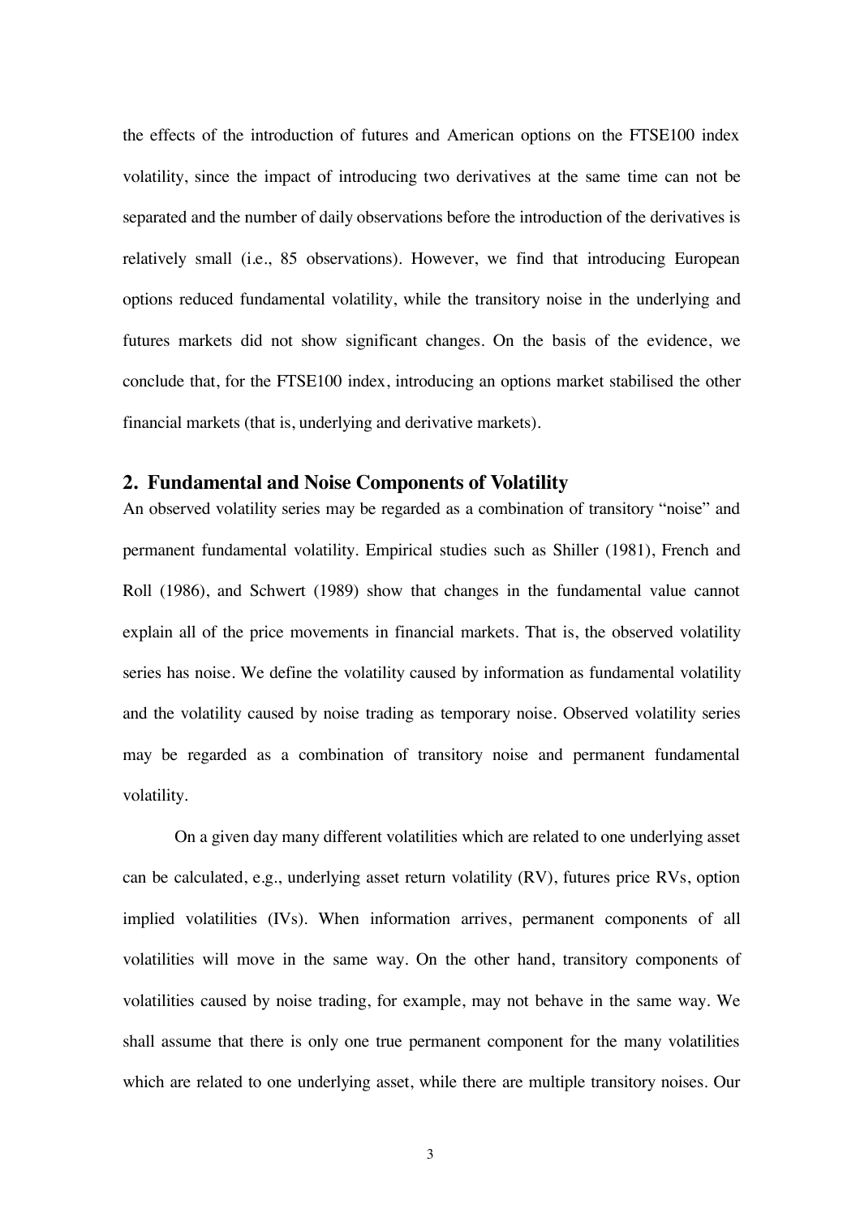the effects of the introduction of futures and American options on the FTSE100 index volatility, since the impact of introducing two derivatives at the same time can not be separated and the number of daily observations before the introduction of the derivatives is relatively small (i.e., 85 observations). However, we find that introducing European options reduced fundamental volatility, while the transitory noise in the underlying and futures markets did not show significant changes. On the basis of the evidence, we conclude that, for the FTSE100 index, introducing an options market stabilised the other financial markets (that is, underlying and derivative markets).

## 2. Fundamental and Noise Components of Volatility

An observed volatility series may be regarded as a combination of transitory "noise" and permanent fundamental volatility. Empirical studies such as Shiller (1981), French and Roll (1986), and Schwert (1989) show that changes in the fundamental value cannot explain all of the price movements in financial markets. That is, the observed volatility series has noise. We define the volatility caused by information as fundamental volatility and the volatility caused by noise trading as temporary noise. Observed volatility series may be regarded as a combination of transitory noise and permanent fundamental volatility.

On a given day many different volatilities which are related to one underlying asset can be calculated, e.g., underlying asset return volatility (RV), futures price RVs, option implied volatilities (IVs). When information arrives, permanent components of all volatilities will move in the same way. On the other hand, transitory components of volatilities caused by noise trading, for example, may not behave in the same way. We shall assume that there is only one true permanent component for the many volatilities which are related to one underlying asset, while there are multiple transitory noises. Our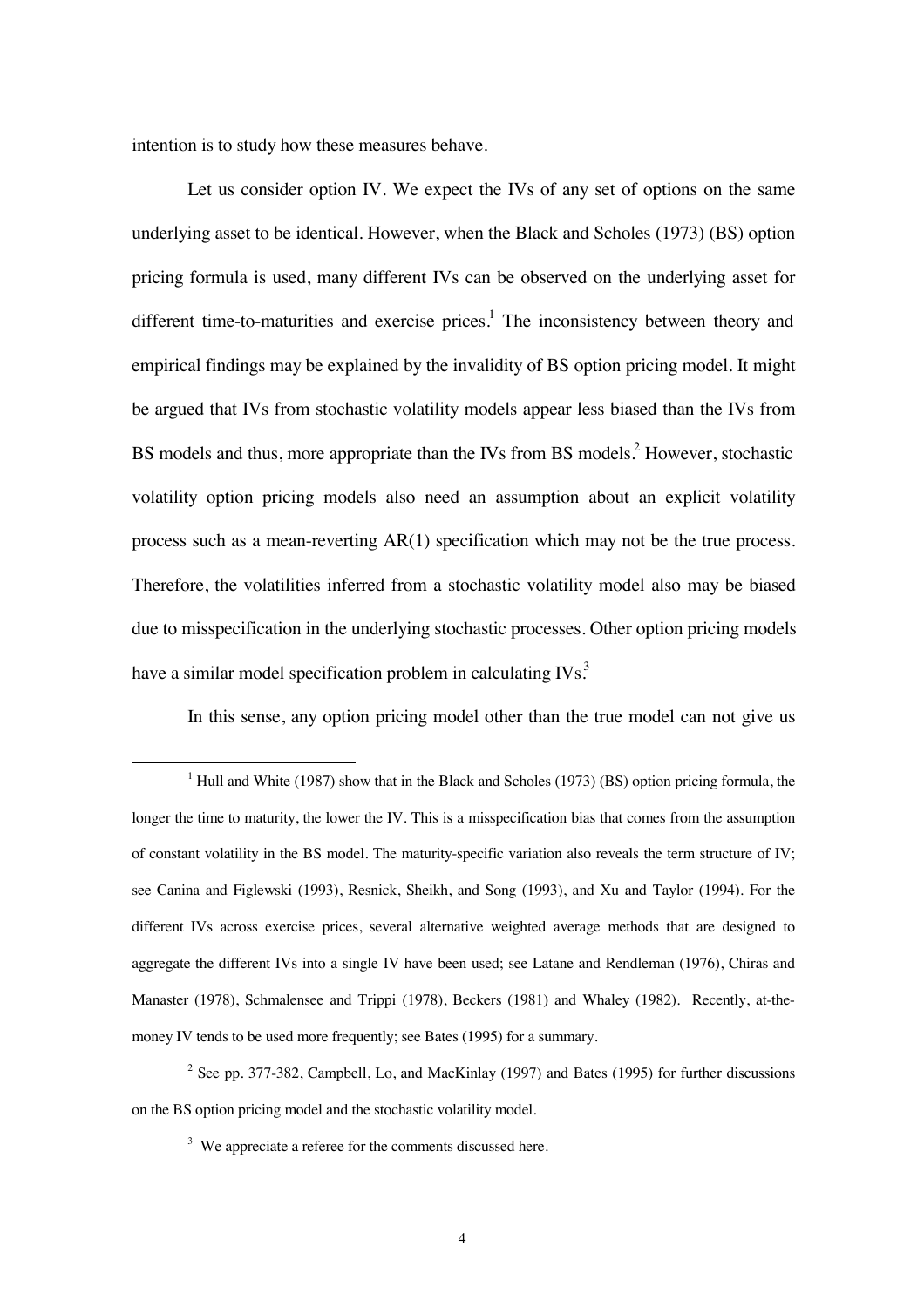intention is to study how these measures behave.

Let us consider option IV. We expect the IVs of any set of options on the same underlying asset to be identical. However, when the Black and Scholes (1973) (BS) option pricing formula is used, many different IVs can be observed on the underlying asset for different time-to-maturities and exercise prices.[1] The inconsistency between theory and empirical findings may be explained by the invalidity of BS option pricing model. It might be argued that IVs from stochastic volatility models appear less biased than the IVs from BS models and thus, more appropriate than the IVs from BS models.[2] However, stochastic volatility option pricing models also need an assumption about an explicit volatility process such as a mean-reverting AR(1) specification which may not be the true process. Therefore, the volatilities inferred from a stochastic volatility model also may be biased due to misspecification in the underlying stochastic processes. Other option pricing models have a similar model specification problem in calculating IVs.[3]

In this sense, any option pricing model other than the true model can not give us

---

[1] Hull and White (1987) show that in the Black and Scholes (1973) (BS) option pricing formula, the longer the time to maturity, the lower the IV. This is a misspecification bias that comes from the assumption of constant volatility in the BS model. The maturity-specific variation also reveals the term structure of IV; see Canina and Figlewski (1993), Resnick, Sheikh, and Song (1993), and Xu and Taylor (1994). For the different IVs across exercise prices, several alternative weighted average methods that are designed to aggregate the different IVs into a single IV have been used; see Latane and Rendleman (1976), Chiras and Manaster (1978), Schmalensee and Trippi (1978), Beckers (1981) and Whaley (1982). Recently, at-the-money IV tends to be used more frequently; see Bates (1995) for a summary.

[2] See pp. 377-382, Campbell, Lo, and MacKinlay (1997) and Bates (1995) for further discussions on the BS option pricing model and the stochastic volatility model.

[3] We appreciate a referee for the comments discussed here.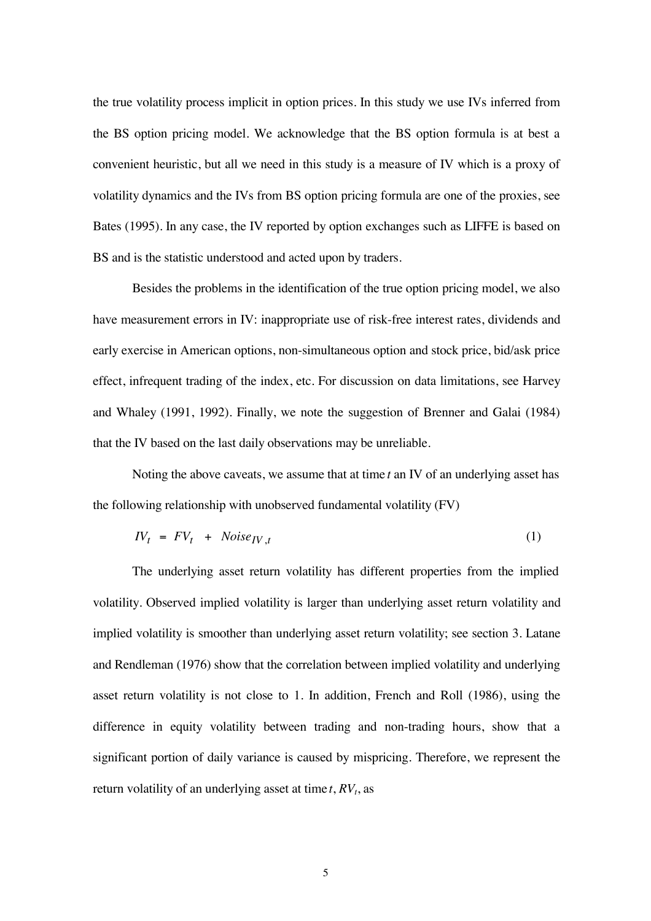the true volatility process implicit in option prices. In this study we use IVs inferred from the BS option pricing model. We acknowledge that the BS option formula is at best a convenient heuristic, but all we need in this study is a measure of IV which is a proxy of volatility dynamics and the IVs from BS option pricing formula are one of the proxies, see Bates (1995). In any case, the IV reported by option exchanges such as LIFFE is based on BS and is the statistic understood and acted upon by traders.

Besides the problems in the identification of the true option pricing model, we also have measurement errors in IV: inappropriate use of risk-free interest rates, dividends and early exercise in American options, non-simultaneous option and stock price, bid/ask price effect, infrequent trading of the index, etc. For discussion on data limitations, see Harvey and Whaley (1991, 1992). Finally, we note the suggestion of Brenner and Galai (1984) that the IV based on the last daily observations may be unreliable.

Noting the above caveats, we assume that at time $t$ an IV of an underlying asset has the following relationship with unobserved fundamental volatility (FV)

$$IV_t = FV_t + Noise_{IV,t} \tag{1}$$

The underlying asset return volatility has different properties from the implied volatility. Observed implied volatility is larger than underlying asset return volatility and implied volatility is smoother than underlying asset return volatility; see section 3. Latane and Rendleman (1976) show that the correlation between implied volatility and underlying asset return volatility is not close to 1. In addition, French and Roll (1986), using the difference in equity volatility between trading and non-trading hours, show that a significant portion of daily variance is caused by mispricing. Therefore, we represent the return volatility of an underlying asset at time $t$, $RV_t$, as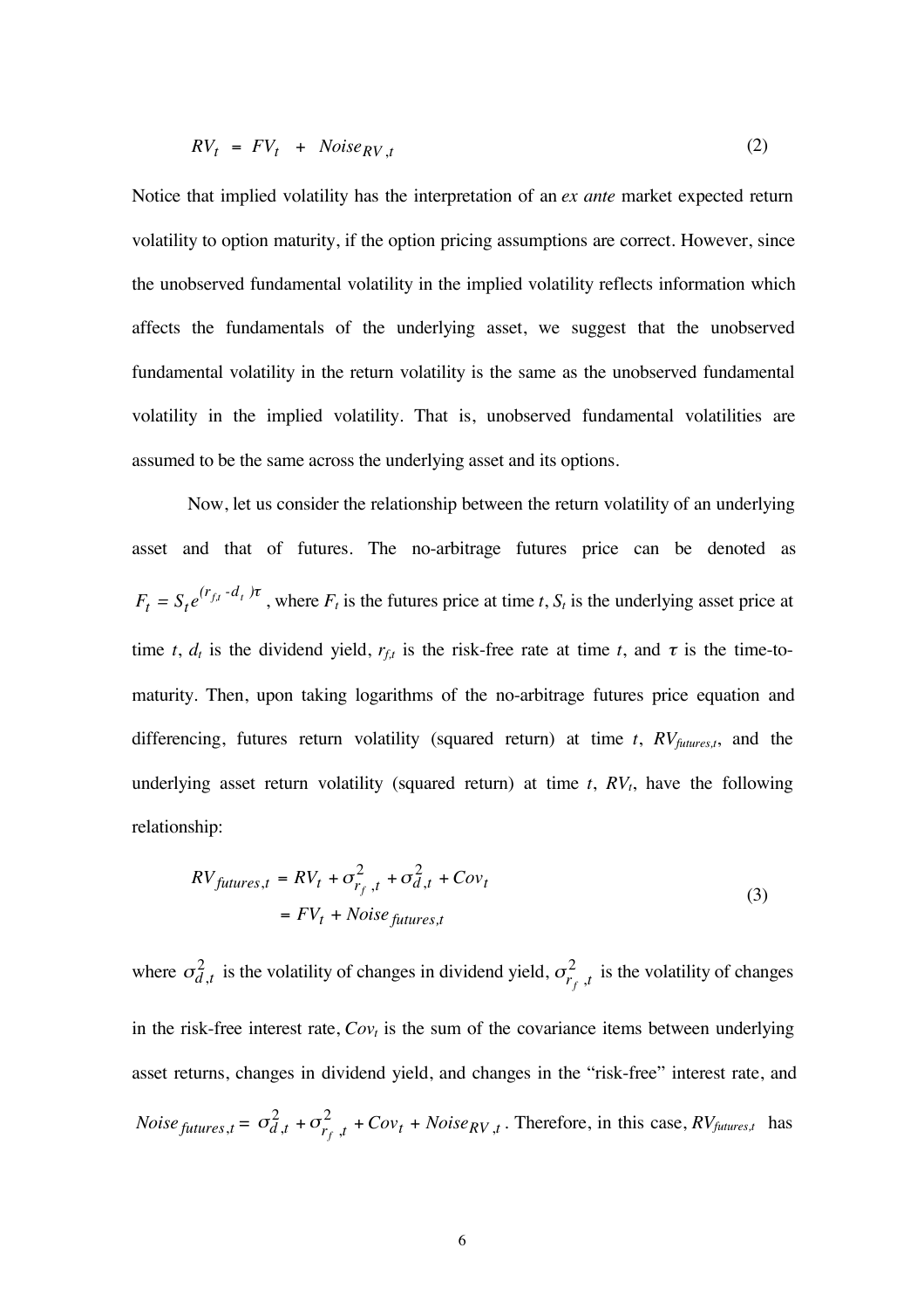$$RV_t \;=\; FV_t \;+\; Noise_{RV,t} \tag{2}$$

Notice that implied volatility has the interpretation of an *ex ante* market expected return volatility to option maturity, if the option pricing assumptions are correct. However, since the unobserved fundamental volatility in the implied volatility reflects information which affects the fundamentals of the underlying asset, we suggest that the unobserved fundamental volatility in the return volatility is the same as the unobserved fundamental volatility in the implied volatility. That is, unobserved fundamental volatilities are assumed to be the same across the underlying asset and its options.

Now, let us consider the relationship between the return volatility of an underlying asset and that of futures. The no-arbitrage futures price can be denoted as $F_t = S_t e^{(r_{f,t} - d_t)\tau}$, where $F_t$ is the futures price at time $t$, $S_t$ is the underlying asset price at time $t$, $d_t$ is the dividend yield, $r_{f,t}$ is the risk-free rate at time $t$, and $\tau$ is the time-to-maturity. Then, upon taking logarithms of the no-arbitrage futures price equation and differencing, futures return volatility (squared return) at time $t$, $RV_{futures,t}$, and the underlying asset return volatility (squared return) at time $t$, $RV_t$, have the following relationship:

$$\begin{aligned} RV_{futures,t} &= RV_t + \sigma^2_{r_f,t} + \sigma^2_{d,t} + Cov_t \\ &= FV_t + Noise_{futures,t} \end{aligned} \tag{3}$$

where $\sigma^2_{d,t}$ is the volatility of changes in dividend yield, $\sigma^2_{r_f,t}$ is the volatility of changes in the risk-free interest rate, $Cov_t$ is the sum of the covariance items between underlying asset returns, changes in dividend yield, and changes in the "risk-free" interest rate, and $Noise_{futures,t} = \sigma^2_{d,t} + \sigma^2_{r_f,t} + Cov_t + Noise_{RV,t}$. Therefore, in this case, $RV_{futures,t}$ has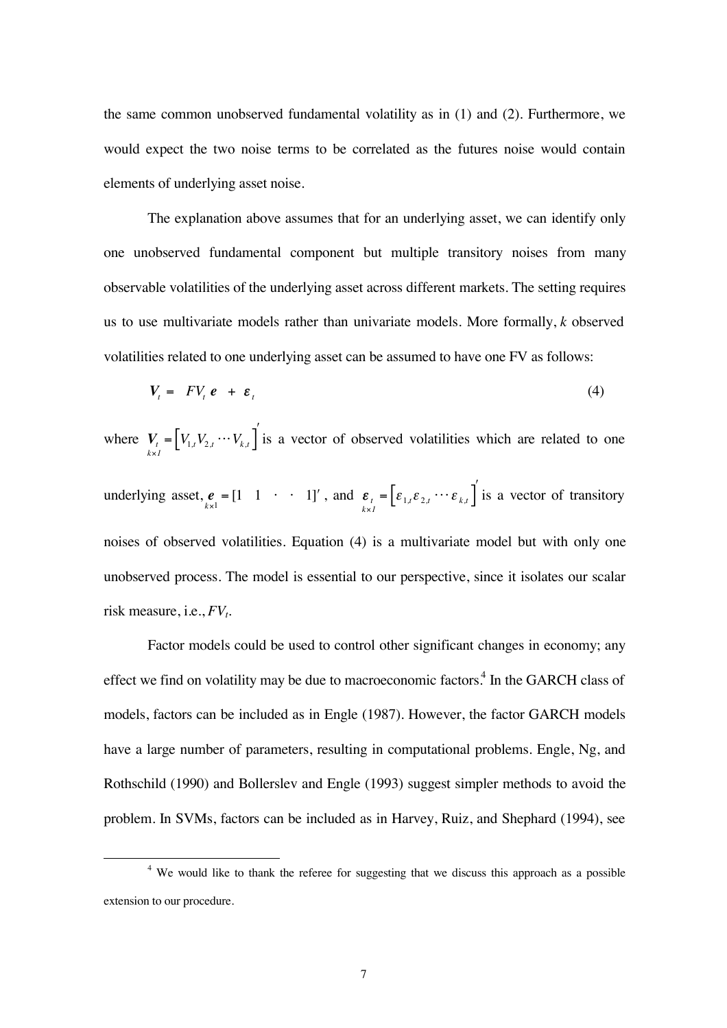the same common unobserved fundamental volatility as in (1) and (2). Furthermore, we would expect the two noise terms to be correlated as the futures noise would contain elements of underlying asset noise.

The explanation above assumes that for an underlying asset, we can identify only one unobserved fundamental component but multiple transitory noises from many observable volatilities of the underlying asset across different markets. The setting requires us to use multivariate models rather than univariate models. More formally, $k$ observed volatilities related to one underlying asset can be assumed to have one FV as follows:

$$\boldsymbol{V}_t = FV_t\, \boldsymbol{e} + \boldsymbol{\varepsilon}_t \tag{4}$$

where $\underset{k\times 1}{\boldsymbol{V}_t} = \left[V_{1,t} V_{2,t} \cdots V_{k,t}\right]'$ is a vector of observed volatilities which are related to one underlying asset, $\underset{k\times 1}{\boldsymbol{e}} = [1 \quad 1 \quad \cdot \quad \cdot \quad 1]'$, and $\underset{k\times 1}{\boldsymbol{\varepsilon}_t} = \left[\varepsilon_{1,t} \varepsilon_{2,t} \cdots \varepsilon_{k,t}\right]'$ is a vector of transitory noises of observed volatilities. Equation (4) is a multivariate model but with only one unobserved process. The model is essential to our perspective, since it isolates our scalar risk measure, i.e., $FV_t$.

Factor models could be used to control other significant changes in economy; any effect we find on volatility may be due to macroeconomic factors.[4] In the GARCH class of models, factors can be included as in Engle (1987). However, the factor GARCH models have a large number of parameters, resulting in computational problems. Engle, Ng, and Rothschild (1990) and Bollerslev and Engle (1993) suggest simpler methods to avoid the problem. In SVMs, factors can be included as in Harvey, Ruiz, and Shephard (1994), see

[4] We would like to thank the referee for suggesting that we discuss this approach as a possible extension to our procedure.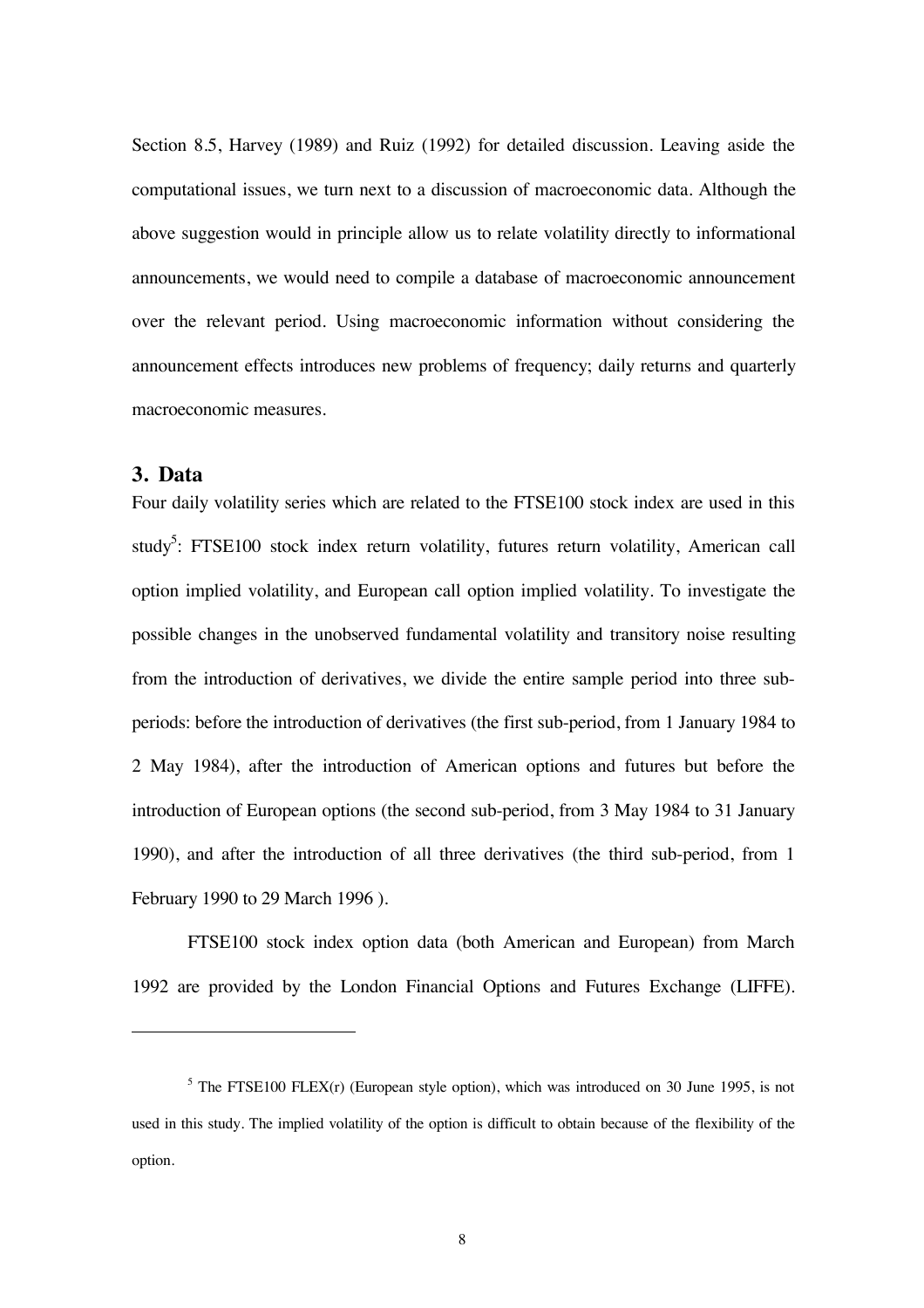Section 8.5, Harvey (1989) and Ruiz (1992) for detailed discussion. Leaving aside the computational issues, we turn next to a discussion of macroeconomic data. Although the above suggestion would in principle allow us to relate volatility directly to informational announcements, we would need to compile a database of macroeconomic announcement over the relevant period. Using macroeconomic information without considering the announcement effects introduces new problems of frequency; daily returns and quarterly macroeconomic measures.

## 3. Data

Four daily volatility series which are related to the FTSE100 stock index are used in this study[5]: FTSE100 stock index return volatility, futures return volatility, American call option implied volatility, and European call option implied volatility. To investigate the possible changes in the unobserved fundamental volatility and transitory noise resulting from the introduction of derivatives, we divide the entire sample period into three sub-periods: before the introduction of derivatives (the first sub-period, from 1 January 1984 to 2 May 1984), after the introduction of American options and futures but before the introduction of European options (the second sub-period, from 3 May 1984 to 31 January 1990), and after the introduction of all three derivatives (the third sub-period, from 1 February 1990 to 29 March 1996 ).

FTSE100 stock index option data (both American and European) from March 1992 are provided by the London Financial Options and Futures Exchange (LIFFE).

---

[5] The FTSE100 FLEX(r) (European style option), which was introduced on 30 June 1995, is not used in this study. The implied volatility of the option is difficult to obtain because of the flexibility of the option.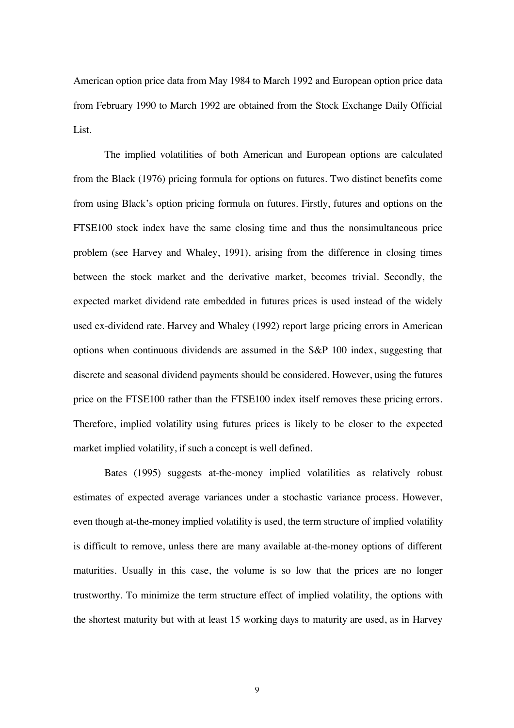American option price data from May 1984 to March 1992 and European option price data from February 1990 to March 1992 are obtained from the Stock Exchange Daily Official List.

The implied volatilities of both American and European options are calculated from the Black (1976) pricing formula for options on futures. Two distinct benefits come from using Black's option pricing formula on futures. Firstly, futures and options on the FTSE100 stock index have the same closing time and thus the nonsimultaneous price problem (see Harvey and Whaley, 1991), arising from the difference in closing times between the stock market and the derivative market, becomes trivial. Secondly, the expected market dividend rate embedded in futures prices is used instead of the widely used ex-dividend rate. Harvey and Whaley (1992) report large pricing errors in American options when continuous dividends are assumed in the S&P 100 index, suggesting that discrete and seasonal dividend payments should be considered. However, using the futures price on the FTSE100 rather than the FTSE100 index itself removes these pricing errors. Therefore, implied volatility using futures prices is likely to be closer to the expected market implied volatility, if such a concept is well defined.

Bates (1995) suggests at-the-money implied volatilities as relatively robust estimates of expected average variances under a stochastic variance process. However, even though at-the-money implied volatility is used, the term structure of implied volatility is difficult to remove, unless there are many available at-the-money options of different maturities. Usually in this case, the volume is so low that the prices are no longer trustworthy. To minimize the term structure effect of implied volatility, the options with the shortest maturity but with at least 15 working days to maturity are used, as in Harvey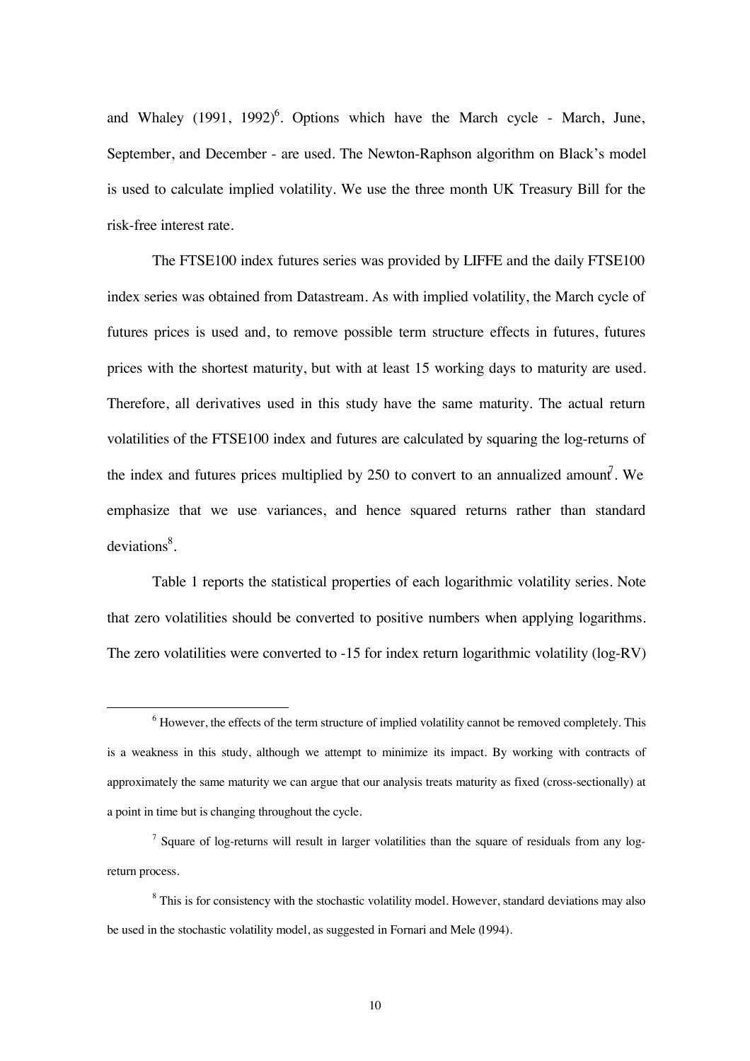and Whaley (1991, 1992)[6]. Options which have the March cycle - March, June, September, and December - are used. The Newton-Raphson algorithm on Black's model is used to calculate implied volatility. We use the three month UK Treasury Bill for the risk-free interest rate.

The FTSE100 index futures series was provided by LIFFE and the daily FTSE100 index series was obtained from Datastream. As with implied volatility, the March cycle of futures prices is used and, to remove possible term structure effects in futures, futures prices with the shortest maturity, but with at least 15 working days to maturity are used. Therefore, all derivatives used in this study have the same maturity. The actual return volatilities of the FTSE100 index and futures are calculated by squaring the log-returns of the index and futures prices multiplied by 250 to convert to an annualized amount[7]. We emphasize that we use variances, and hence squared returns rather than standard deviations[8].

Table 1 reports the statistical properties of each logarithmic volatility series. Note that zero volatilities should be converted to positive numbers when applying logarithms. The zero volatilities were converted to -15 for index return logarithmic volatility (log-RV)

---

[6] However, the effects of the term structure of implied volatility cannot be removed completely. This is a weakness in this study, although we attempt to minimize its impact. By working with contracts of approximately the same maturity we can argue that our analysis treats maturity as fixed (cross-sectionally) at a point in time but is changing throughout the cycle.

[7] Square of log-returns will result in larger volatilities than the square of residuals from any log-return process.

[8] This is for consistency with the stochastic volatility model. However, standard deviations may also be used in the stochastic volatility model, as suggested in Fornari and Mele (1994).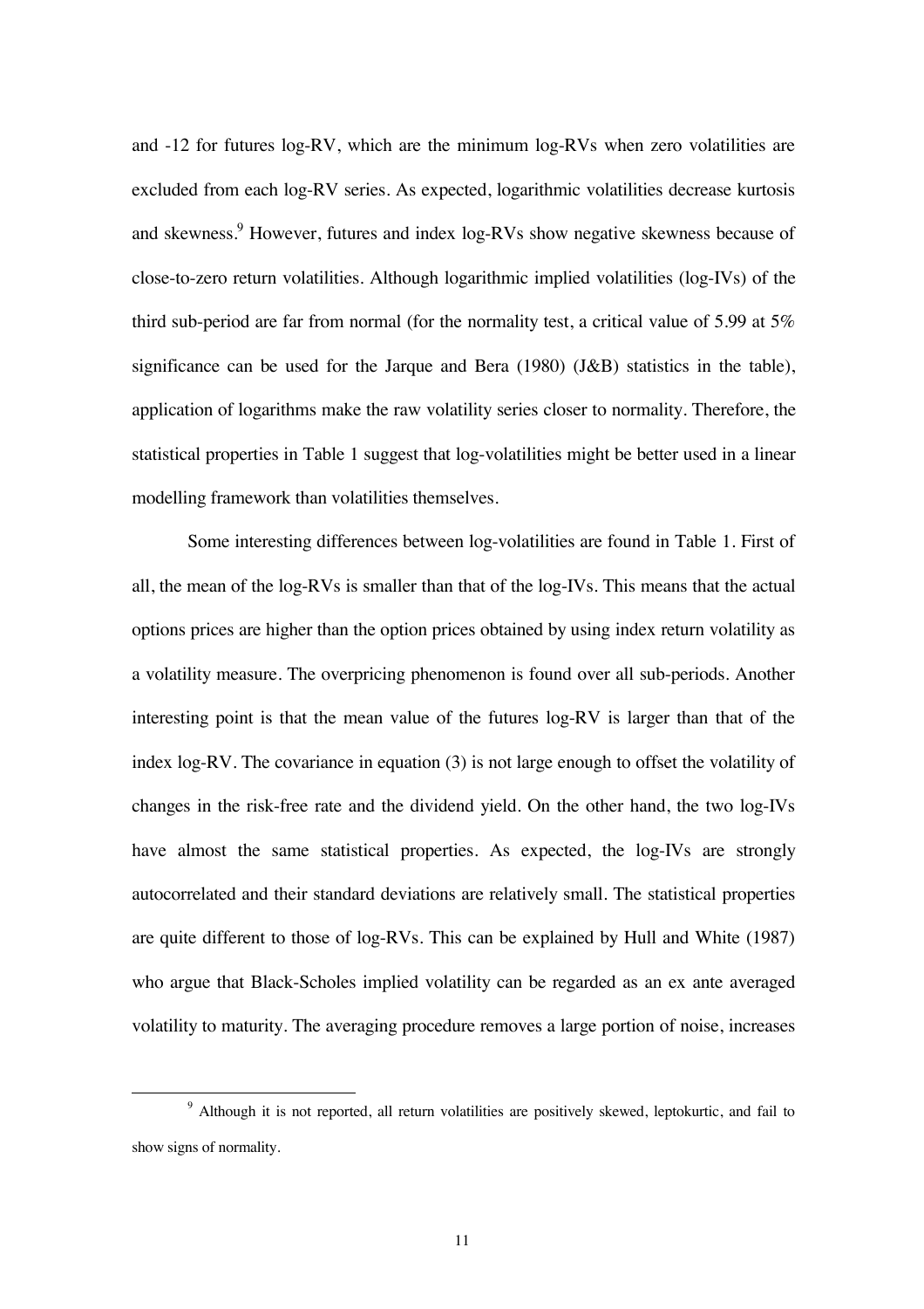and -12 for futures log-RV, which are the minimum log-RVs when zero volatilities are excluded from each log-RV series. As expected, logarithmic volatilities decrease kurtosis and skewness.[9] However, futures and index log-RVs show negative skewness because of close-to-zero return volatilities. Although logarithmic implied volatilities (log-IVs) of the third sub-period are far from normal (for the normality test, a critical value of 5.99 at 5% significance can be used for the Jarque and Bera (1980) (J&B) statistics in the table), application of logarithms make the raw volatility series closer to normality. Therefore, the statistical properties in Table 1 suggest that log-volatilities might be better used in a linear modelling framework than volatilities themselves.

Some interesting differences between log-volatilities are found in Table 1. First of all, the mean of the log-RVs is smaller than that of the log-IVs. This means that the actual options prices are higher than the option prices obtained by using index return volatility as a volatility measure. The overpricing phenomenon is found over all sub-periods. Another interesting point is that the mean value of the futures log-RV is larger than that of the index log-RV. The covariance in equation (3) is not large enough to offset the volatility of changes in the risk-free rate and the dividend yield. On the other hand, the two log-IVs have almost the same statistical properties. As expected, the log-IVs are strongly autocorrelated and their standard deviations are relatively small. The statistical properties are quite different to those of log-RVs. This can be explained by Hull and White (1987) who argue that Black-Scholes implied volatility can be regarded as an ex ante averaged volatility to maturity. The averaging procedure removes a large portion of noise, increases

[9] Although it is not reported, all return volatilities are positively skewed, leptokurtic, and fail to show signs of normality.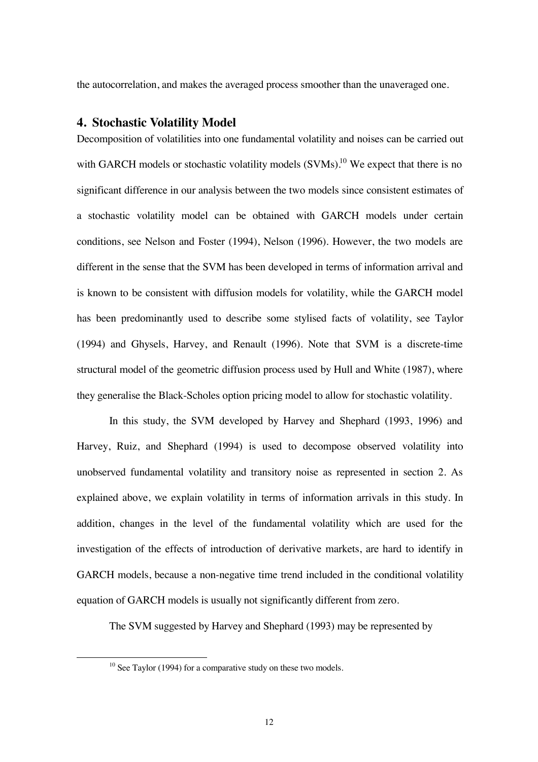the autocorrelation, and makes the averaged process smoother than the unaveraged one.

## 4. Stochastic Volatility Model

Decomposition of volatilities into one fundamental volatility and noises can be carried out with GARCH models or stochastic volatility models (SVMs).[10] We expect that there is no significant difference in our analysis between the two models since consistent estimates of a stochastic volatility model can be obtained with GARCH models under certain conditions, see Nelson and Foster (1994), Nelson (1996). However, the two models are different in the sense that the SVM has been developed in terms of information arrival and is known to be consistent with diffusion models for volatility, while the GARCH model has been predominantly used to describe some stylised facts of volatility, see Taylor (1994) and Ghysels, Harvey, and Renault (1996). Note that SVM is a discrete-time structural model of the geometric diffusion process used by Hull and White (1987), where they generalise the Black-Scholes option pricing model to allow for stochastic volatility.

In this study, the SVM developed by Harvey and Shephard (1993, 1996) and Harvey, Ruiz, and Shephard (1994) is used to decompose observed volatility into unobserved fundamental volatility and transitory noise as represented in section 2. As explained above, we explain volatility in terms of information arrivals in this study. In addition, changes in the level of the fundamental volatility which are used for the investigation of the effects of introduction of derivative markets, are hard to identify in GARCH models, because a non-negative time trend included in the conditional volatility equation of GARCH models is usually not significantly different from zero.

The SVM suggested by Harvey and Shephard (1993) may be represented by

[10] See Taylor (1994) for a comparative study on these two models.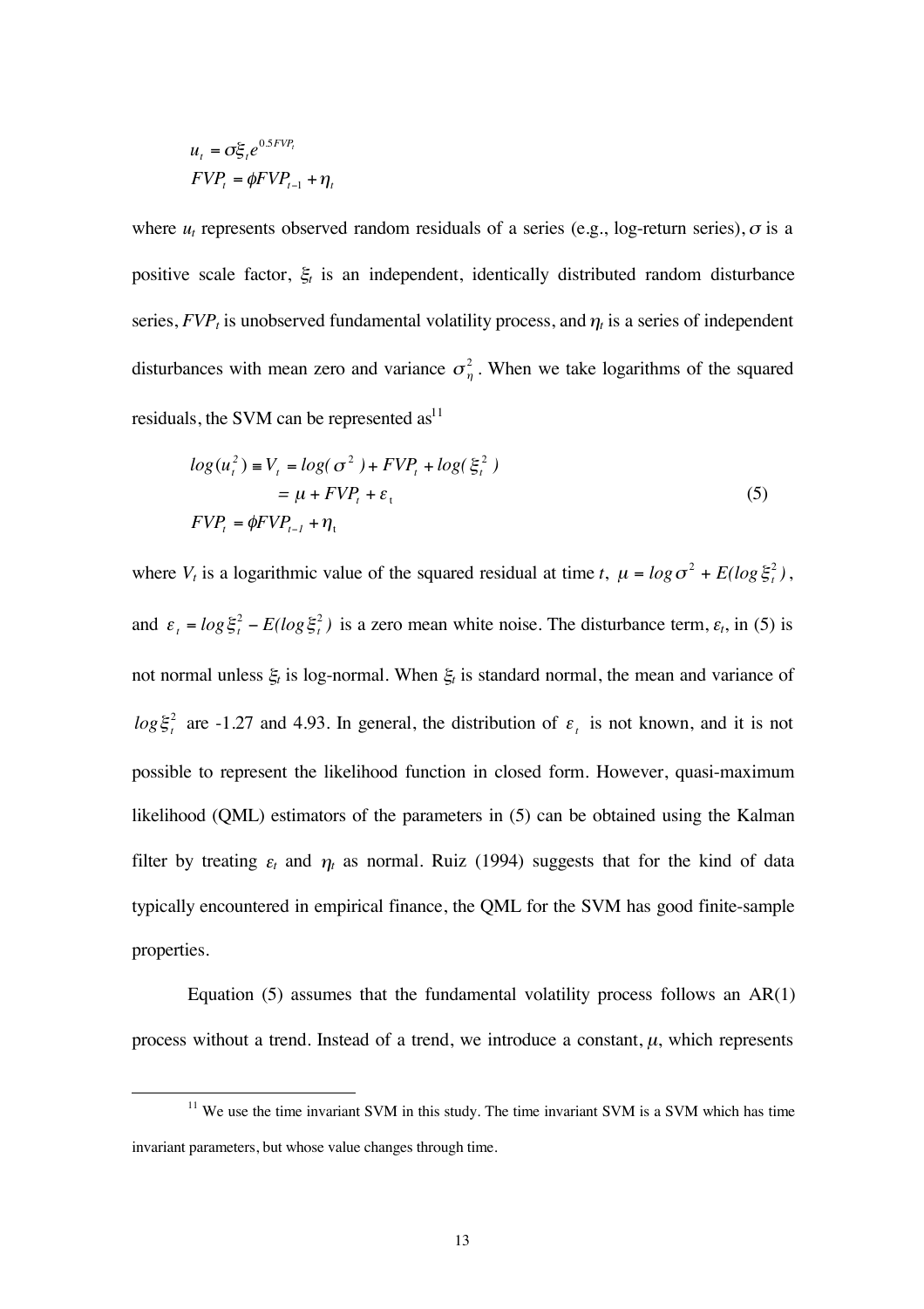$$u_t = \sigma \xi_t e^{0.5 FVP_t}$$
$$FVP_t = \phi FVP_{t-1} + \eta_t$$

where $u_t$ represents observed random residuals of a series (e.g., log-return series), $\sigma$ is a positive scale factor, $\xi_t$ is an independent, identically distributed random disturbance series, $FVP_t$ is unobserved fundamental volatility process, and $\eta_t$ is a series of independent disturbances with mean zero and variance $\sigma_\eta^2$. When we take logarithms of the squared residuals, the SVM can be represented as[11]

$$
\begin{aligned}
log(u_t^2) \equiv V_t &= log(\sigma^2) + FVP_t + log(\xi_t^2) \\
&= \mu + FVP_t + \varepsilon_t \\
FVP_t &= \phi FVP_{t-1} + \eta_t
\end{aligned}
\tag{5}
$$

where $V_t$ is a logarithmic value of the squared residual at time $t$, $\mu = log\,\sigma^2 + E(log\,\xi_t^2)$, and $\varepsilon_t = log\,\xi_t^2 - E(log\,\xi_t^2)$ is a zero mean white noise. The disturbance term, $\varepsilon_t$, in (5) is not normal unless $\xi_t$ is log-normal. When $\xi_t$ is standard normal, the mean and variance of $log\,\xi_t^2$ are -1.27 and 4.93. In general, the distribution of $\varepsilon_t$ is not known, and it is not possible to represent the likelihood function in closed form. However, quasi-maximum likelihood (QML) estimators of the parameters in (5) can be obtained using the Kalman filter by treating $\varepsilon_t$ and $\eta_t$ as normal. Ruiz (1994) suggests that for the kind of data typically encountered in empirical finance, the QML for the SVM has good finite-sample properties.

Equation (5) assumes that the fundamental volatility process follows an AR(1) process without a trend. Instead of a trend, we introduce a constant, $\mu$, which represents

[11] We use the time invariant SVM in this study. The time invariant SVM is a SVM which has time invariant parameters, but whose value changes through time.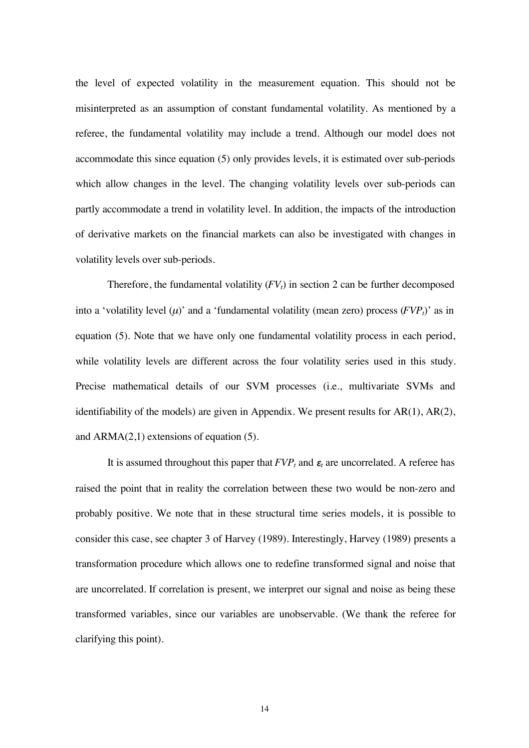the level of expected volatility in the measurement equation. This should not be misinterpreted as an assumption of constant fundamental volatility. As mentioned by a referee, the fundamental volatility may include a trend. Although our model does not accommodate this since equation (5) only provides levels, it is estimated over sub-periods which allow changes in the level. The changing volatility levels over sub-periods can partly accommodate a trend in volatility level. In addition, the impacts of the introduction of derivative markets on the financial markets can also be investigated with changes in volatility levels over sub-periods.

Therefore, the fundamental volatility ($FV_t$) in section 2 can be further decomposed into a 'volatility level ($\mu$)' and a 'fundamental volatility (mean zero) process ($FVP_t$)' as in equation (5). Note that we have only one fundamental volatility process in each period, while volatility levels are different across the four volatility series used in this study. Precise mathematical details of our SVM processes (i.e., multivariate SVMs and identifiability of the models) are given in Appendix. We present results for AR(1), AR(2), and ARMA(2,1) extensions of equation (5).

It is assumed throughout this paper that $FVP_t$ and $\varepsilon_t$ are uncorrelated. A referee has raised the point that in reality the correlation between these two would be non-zero and probably positive. We note that in these structural time series models, it is possible to consider this case, see chapter 3 of Harvey (1989). Interestingly, Harvey (1989) presents a transformation procedure which allows one to redefine transformed signal and noise that are uncorrelated. If correlation is present, we interpret our signal and noise as being these transformed variables, since our variables are unobservable. (We thank the referee for clarifying this point).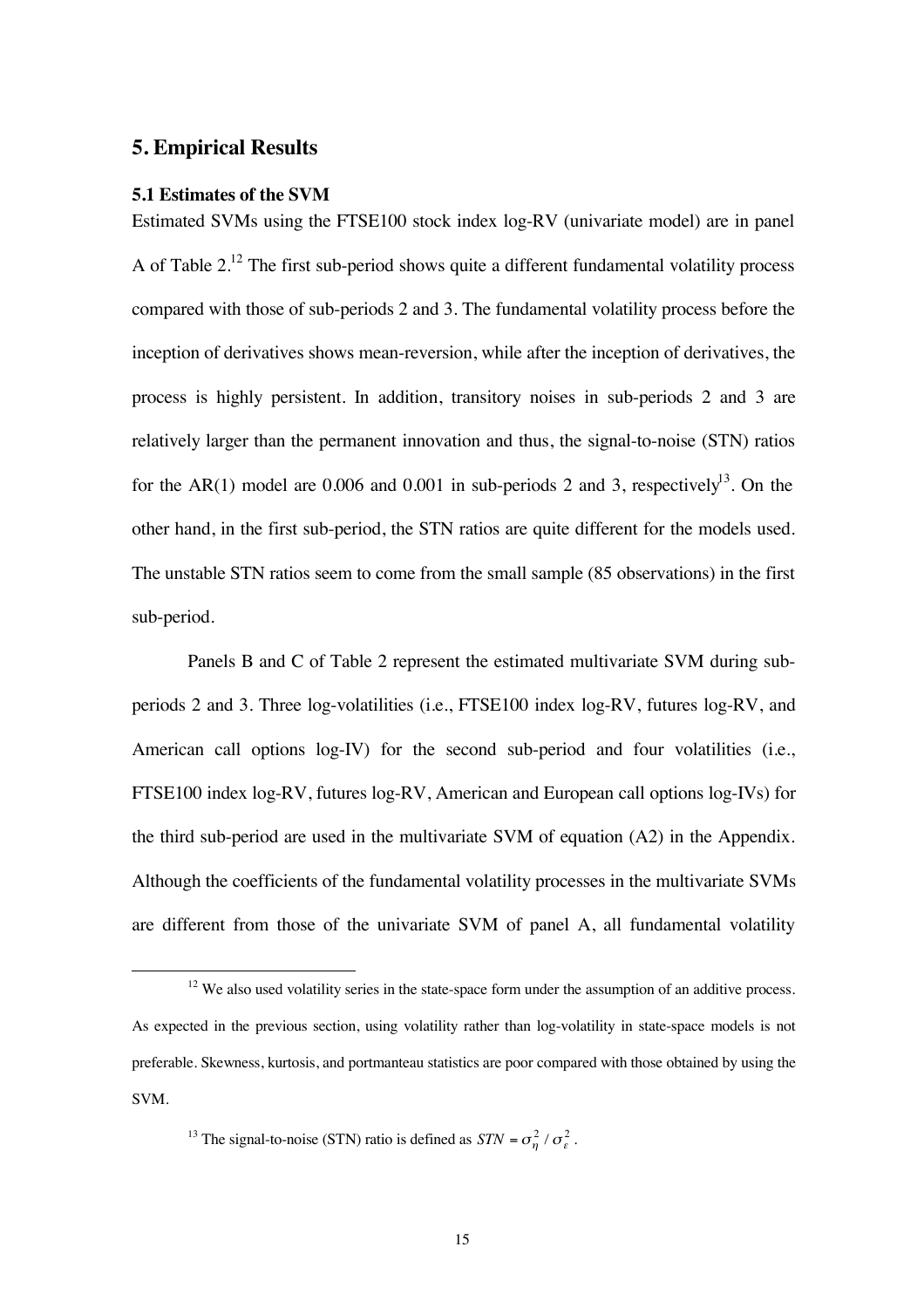## 5. Empirical Results

### 5.1 Estimates of the SVM

Estimated SVMs using the FTSE100 stock index log-RV (univariate model) are in panel A of Table 2.[12] The first sub-period shows quite a different fundamental volatility process compared with those of sub-periods 2 and 3. The fundamental volatility process before the inception of derivatives shows mean-reversion, while after the inception of derivatives, the process is highly persistent. In addition, transitory noises in sub-periods 2 and 3 are relatively larger than the permanent innovation and thus, the signal-to-noise (STN) ratios for the AR(1) model are 0.006 and 0.001 in sub-periods 2 and 3, respectively[13]. On the other hand, in the first sub-period, the STN ratios are quite different for the models used. The unstable STN ratios seem to come from the small sample (85 observations) in the first sub-period.

Panels B and C of Table 2 represent the estimated multivariate SVM during sub-periods 2 and 3. Three log-volatilities (i.e., FTSE100 index log-RV, futures log-RV, and American call options log-IV) for the second sub-period and four volatilities (i.e., FTSE100 index log-RV, futures log-RV, American and European call options log-IVs) for the third sub-period are used in the multivariate SVM of equation (A2) in the Appendix. Although the coefficients of the fundamental volatility processes in the multivariate SVMs are different from those of the univariate SVM of panel A, all fundamental volatility

---

[12] We also used volatility series in the state-space form under the assumption of an additive process. As expected in the previous section, using volatility rather than log-volatility in state-space models is not preferable. Skewness, kurtosis, and portmanteau statistics are poor compared with those obtained by using the SVM.

[13] The signal-to-noise (STN) ratio is defined as $STN = \sigma_{\eta}^{2} / \sigma_{\varepsilon}^{2}$.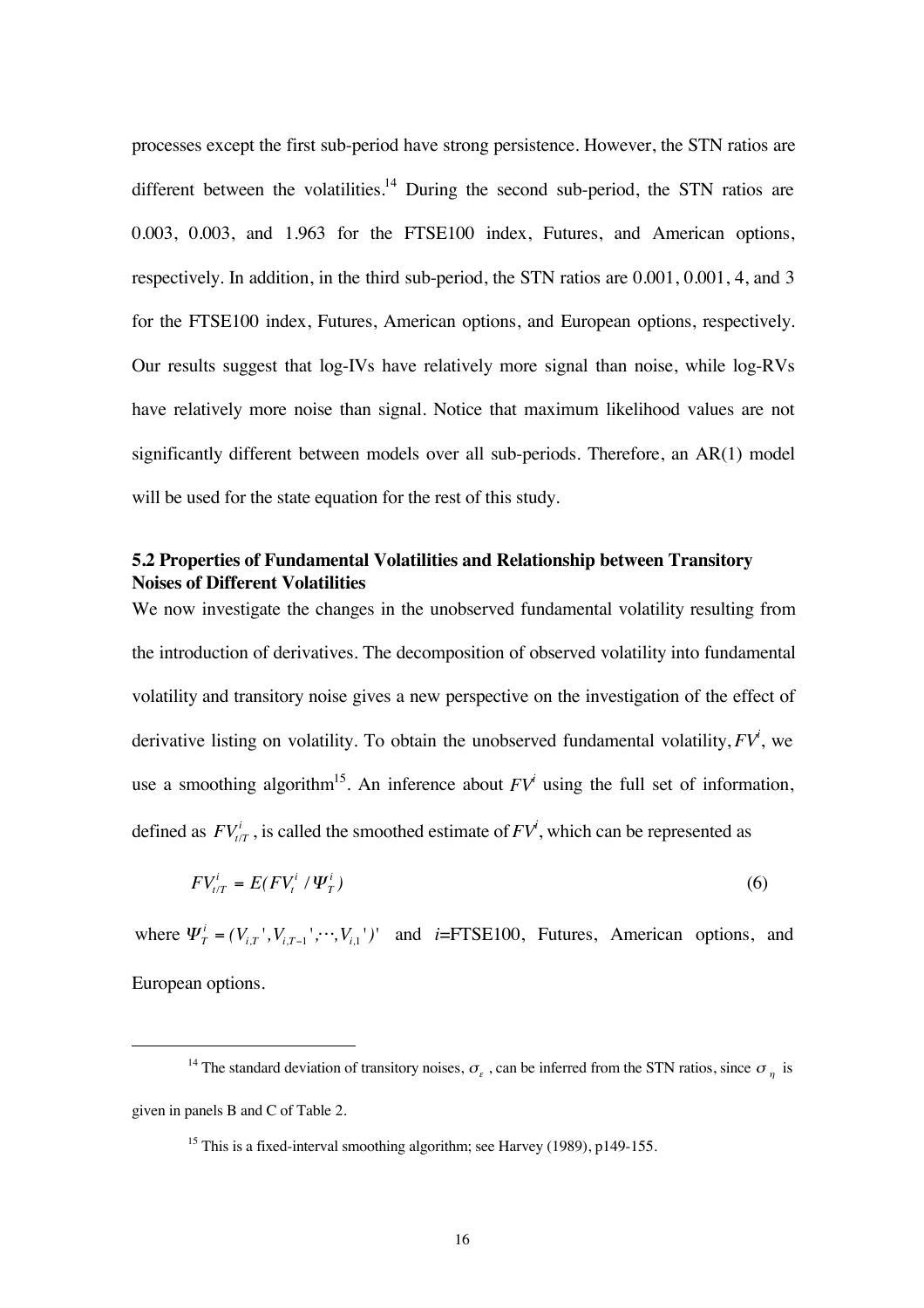processes except the first sub-period have strong persistence. However, the STN ratios are different between the volatilities.[14] During the second sub-period, the STN ratios are 0.003, 0.003, and 1.963 for the FTSE100 index, Futures, and American options, respectively. In addition, in the third sub-period, the STN ratios are 0.001, 0.001, 4, and 3 for the FTSE100 index, Futures, American options, and European options, respectively. Our results suggest that log-IVs have relatively more signal than noise, while log-RVs have relatively more noise than signal. Notice that maximum likelihood values are not significantly different between models over all sub-periods. Therefore, an AR(1) model will be used for the state equation for the rest of this study.

### 5.2 Properties of Fundamental Volatilities and Relationship between Transitory Noises of Different Volatilities

We now investigate the changes in the unobserved fundamental volatility resulting from the introduction of derivatives. The decomposition of observed volatility into fundamental volatility and transitory noise gives a new perspective on the investigation of the effect of derivative listing on volatility. To obtain the unobserved fundamental volatility, $FV^i$, we use a smoothing algorithm[15]. An inference about $FV^i$ using the full set of information, defined as $FV^i_{t/T}$, is called the smoothed estimate of $FV^i$, which can be represented as

$$FV^i_{t/T} = E(FV^i_t / \Psi^i_T) \tag{6}$$

where $\Psi^i_T = (V_{i,T}', V_{i,T-1}', \cdots, V_{i,1}')'$ and $i$=FTSE100, Futures, American options, and European options.

---

[14] The standard deviation of transitory noises, $\sigma_\varepsilon$, can be inferred from the STN ratios, since $\sigma_\eta$ is given in panels B and C of Table 2.

[15] This is a fixed-interval smoothing algorithm; see Harvey (1989), p149-155.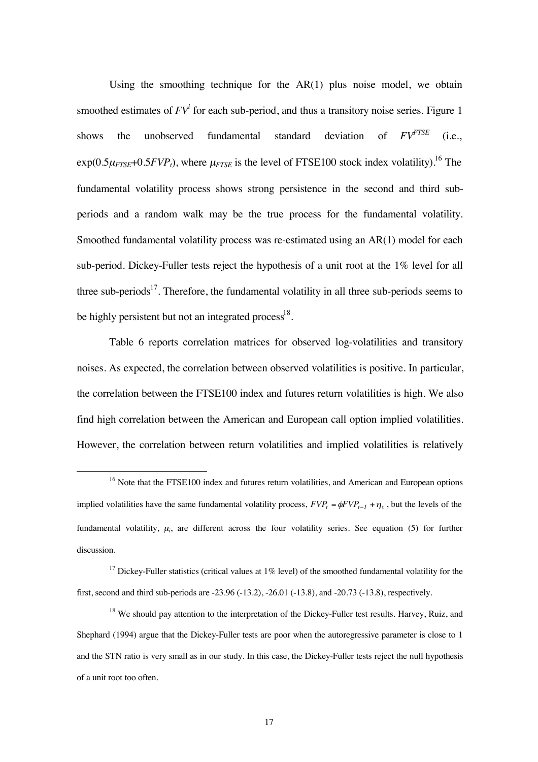Using the smoothing technique for the AR(1) plus noise model, we obtain smoothed estimates of $FV^i$ for each sub-period, and thus a transitory noise series. Figure 1 shows the unobserved fundamental standard deviation of $FV^{FTSE}$ (i.e., $\exp(0.5\mu_{FTSE}+0.5FVP_t)$, where $\mu_{FTSE}$ is the level of FTSE100 stock index volatility).[16] The fundamental volatility process shows strong persistence in the second and third sub-periods and a random walk may be the true process for the fundamental volatility. Smoothed fundamental volatility process was re-estimated using an AR(1) model for each sub-period. Dickey-Fuller tests reject the hypothesis of a unit root at the 1% level for all three sub-periods[17]. Therefore, the fundamental volatility in all three sub-periods seems to be highly persistent but not an integrated process[18].

Table 6 reports correlation matrices for observed log-volatilities and transitory noises. As expected, the correlation between observed volatilities is positive. In particular, the correlation between the FTSE100 index and futures return volatilities is high. We also find high correlation between the American and European call option implied volatilities. However, the correlation between return volatilities and implied volatilities is relatively

---

[16] Note that the FTSE100 index and futures return volatilities, and American and European options implied volatilities have the same fundamental volatility process, $FVP_t = \phi FVP_{t-1} + \eta_t$, but the levels of the fundamental volatility, $\mu_i$, are different across the four volatility series. See equation (5) for further discussion.

[17] Dickey-Fuller statistics (critical values at 1% level) of the smoothed fundamental volatility for the first, second and third sub-periods are -23.96 (-13.2), -26.01 (-13.8), and -20.73 (-13.8), respectively.

[18] We should pay attention to the interpretation of the Dickey-Fuller test results. Harvey, Ruiz, and Shephard (1994) argue that the Dickey-Fuller tests are poor when the autoregressive parameter is close to 1 and the STN ratio is very small as in our study. In this case, the Dickey-Fuller tests reject the null hypothesis of a unit root too often.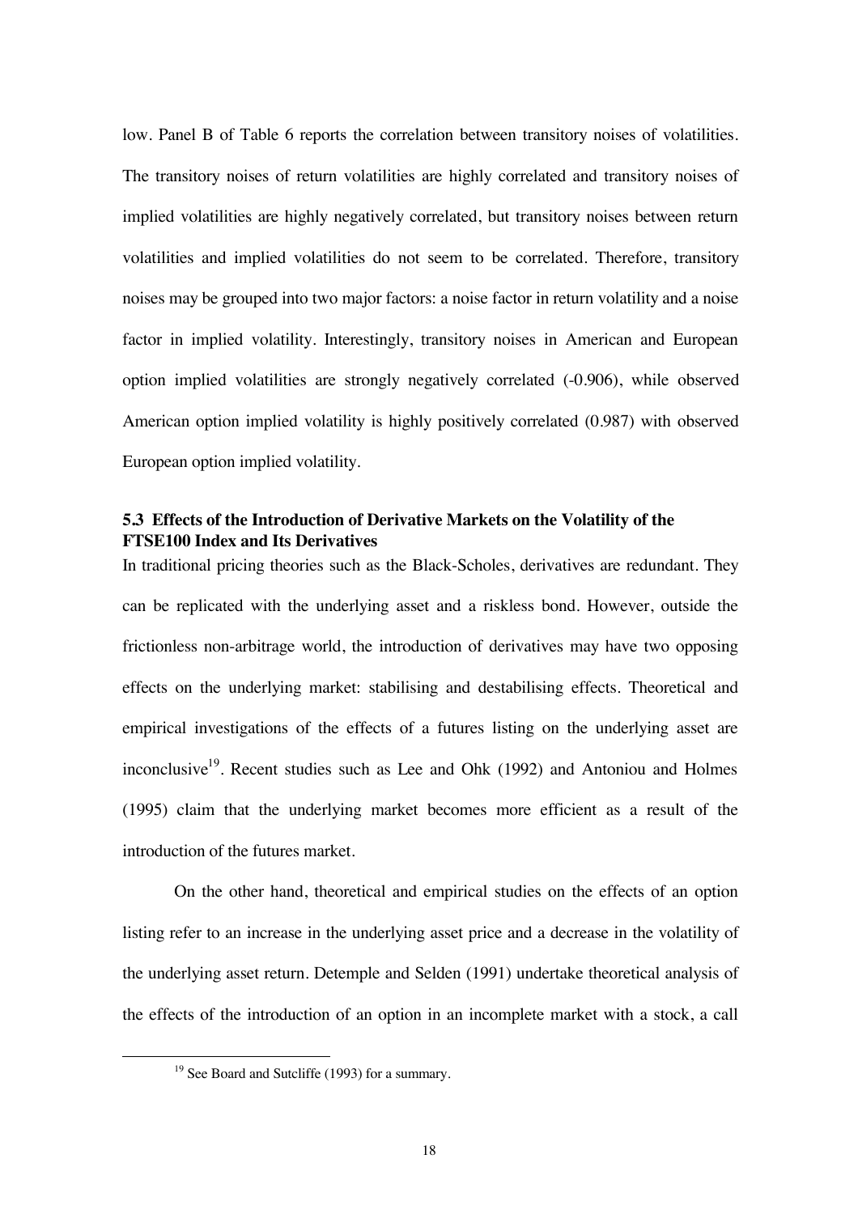low. Panel B of Table 6 reports the correlation between transitory noises of volatilities. The transitory noises of return volatilities are highly correlated and transitory noises of implied volatilities are highly negatively correlated, but transitory noises between return volatilities and implied volatilities do not seem to be correlated. Therefore, transitory noises may be grouped into two major factors: a noise factor in return volatility and a noise factor in implied volatility. Interestingly, transitory noises in American and European option implied volatilities are strongly negatively correlated (-0.906), while observed American option implied volatility is highly positively correlated (0.987) with observed European option implied volatility.

### 5.3 Effects of the Introduction of Derivative Markets on the Volatility of the FTSE100 Index and Its Derivatives

In traditional pricing theories such as the Black-Scholes, derivatives are redundant. They can be replicated with the underlying asset and a riskless bond. However, outside the frictionless non-arbitrage world, the introduction of derivatives may have two opposing effects on the underlying market: stabilising and destabilising effects. Theoretical and empirical investigations of the effects of a futures listing on the underlying asset are inconclusive[19]. Recent studies such as Lee and Ohk (1992) and Antoniou and Holmes (1995) claim that the underlying market becomes more efficient as a result of the introduction of the futures market.

On the other hand, theoretical and empirical studies on the effects of an option listing refer to an increase in the underlying asset price and a decrease in the volatility of the underlying asset return. Detemple and Selden (1991) undertake theoretical analysis of the effects of the introduction of an option in an incomplete market with a stock, a call

[19] See Board and Sutcliffe (1993) for a summary.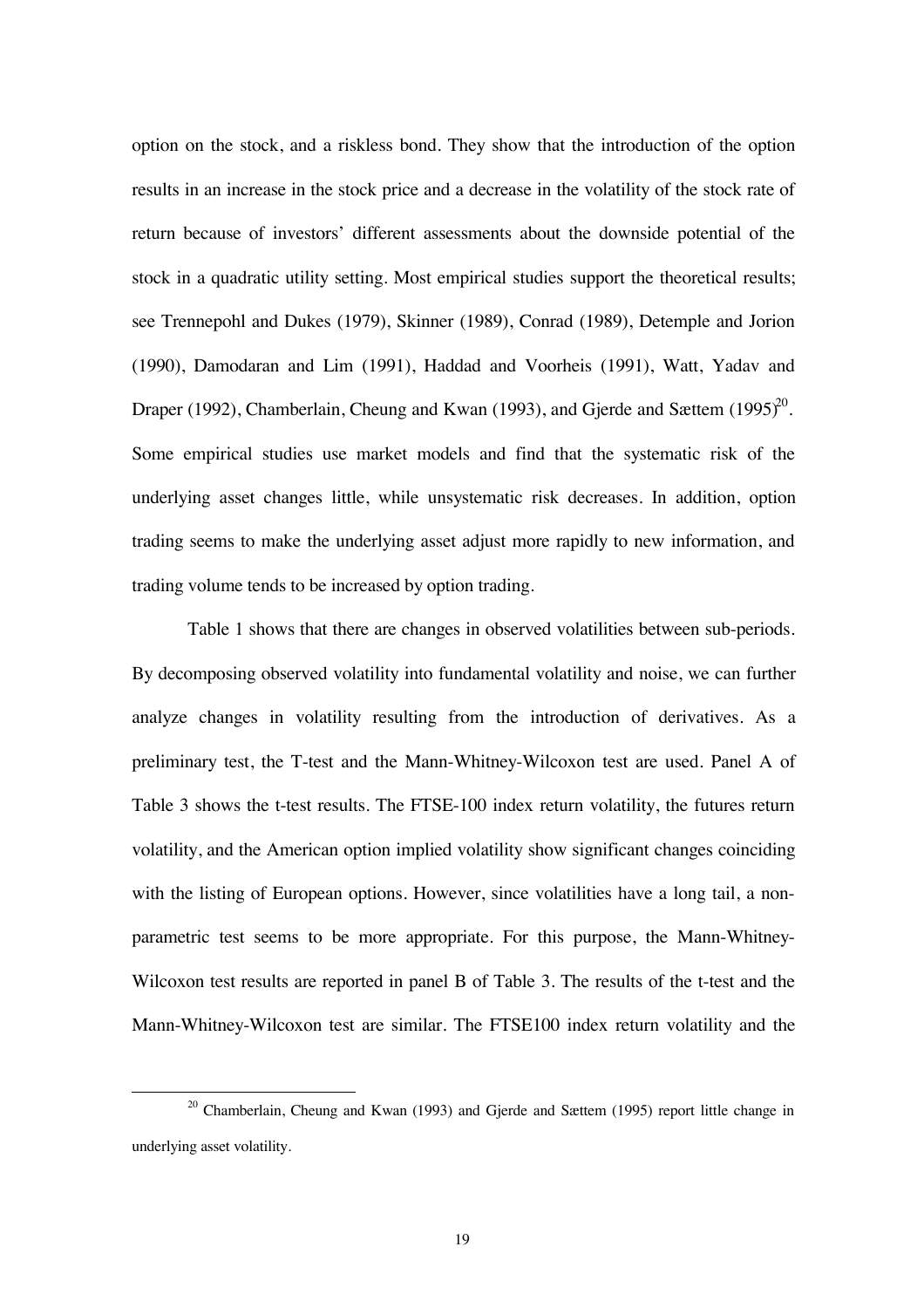option on the stock, and a riskless bond. They show that the introduction of the option results in an increase in the stock price and a decrease in the volatility of the stock rate of return because of investors' different assessments about the downside potential of the stock in a quadratic utility setting. Most empirical studies support the theoretical results; see Trennepohl and Dukes (1979), Skinner (1989), Conrad (1989), Detemple and Jorion (1990), Damodaran and Lim (1991), Haddad and Voorheis (1991), Watt, Yadav and Draper (1992), Chamberlain, Cheung and Kwan (1993), and Gjerde and Sættem (1995)[20]. Some empirical studies use market models and find that the systematic risk of the underlying asset changes little, while unsystematic risk decreases. In addition, option trading seems to make the underlying asset adjust more rapidly to new information, and trading volume tends to be increased by option trading.

Table 1 shows that there are changes in observed volatilities between sub-periods. By decomposing observed volatility into fundamental volatility and noise, we can further analyze changes in volatility resulting from the introduction of derivatives. As a preliminary test, the T-test and the Mann-Whitney-Wilcoxon test are used. Panel A of Table 3 shows the t-test results. The FTSE-100 index return volatility, the futures return volatility, and the American option implied volatility show significant changes coinciding with the listing of European options. However, since volatilities have a long tail, a non-parametric test seems to be more appropriate. For this purpose, the Mann-Whitney-Wilcoxon test results are reported in panel B of Table 3. The results of the t-test and the Mann-Whitney-Wilcoxon test are similar. The FTSE100 index return volatility and the

[20] Chamberlain, Cheung and Kwan (1993) and Gjerde and Sættem (1995) report little change in underlying asset volatility.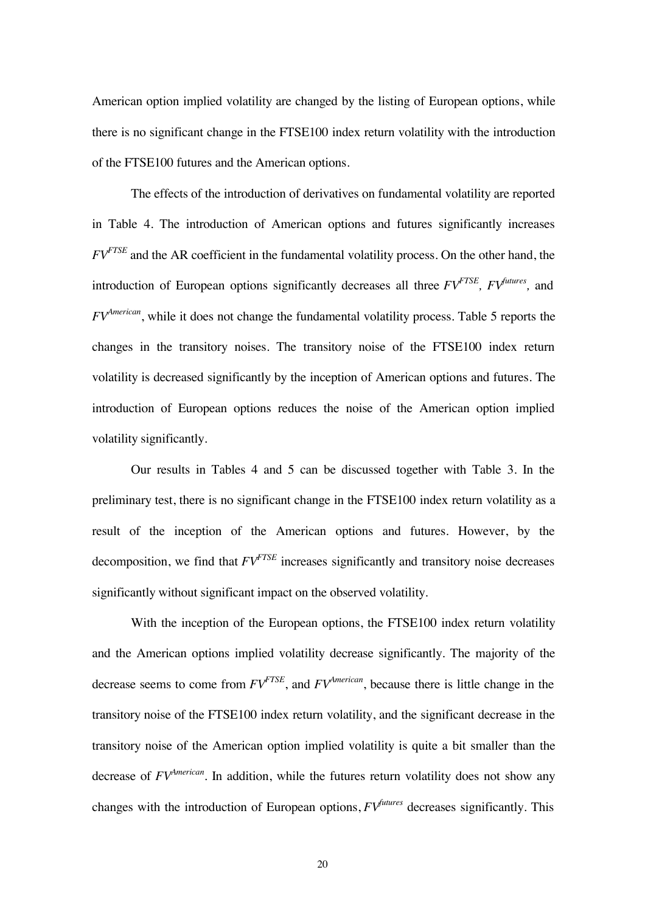American option implied volatility are changed by the listing of European options, while there is no significant change in the FTSE100 index return volatility with the introduction of the FTSE100 futures and the American options.

The effects of the introduction of derivatives on fundamental volatility are reported in Table 4. The introduction of American options and futures significantly increases $FV^{FTSE}$ and the AR coefficient in the fundamental volatility process. On the other hand, the introduction of European options significantly decreases all three $FV^{FTSE}$, $FV^{futures}$, and $FV^{American}$, while it does not change the fundamental volatility process. Table 5 reports the changes in the transitory noises. The transitory noise of the FTSE100 index return volatility is decreased significantly by the inception of American options and futures. The introduction of European options reduces the noise of the American option implied volatility significantly.

Our results in Tables 4 and 5 can be discussed together with Table 3. In the preliminary test, there is no significant change in the FTSE100 index return volatility as a result of the inception of the American options and futures. However, by the decomposition, we find that $FV^{FTSE}$ increases significantly and transitory noise decreases significantly without significant impact on the observed volatility.

With the inception of the European options, the FTSE100 index return volatility and the American options implied volatility decrease significantly. The majority of the decrease seems to come from $FV^{FTSE}$, and $FV^{American}$, because there is little change in the transitory noise of the FTSE100 index return volatility, and the significant decrease in the transitory noise of the American option implied volatility is quite a bit smaller than the decrease of $FV^{American}$. In addition, while the futures return volatility does not show any changes with the introduction of European options, $FV^{futures}$ decreases significantly. This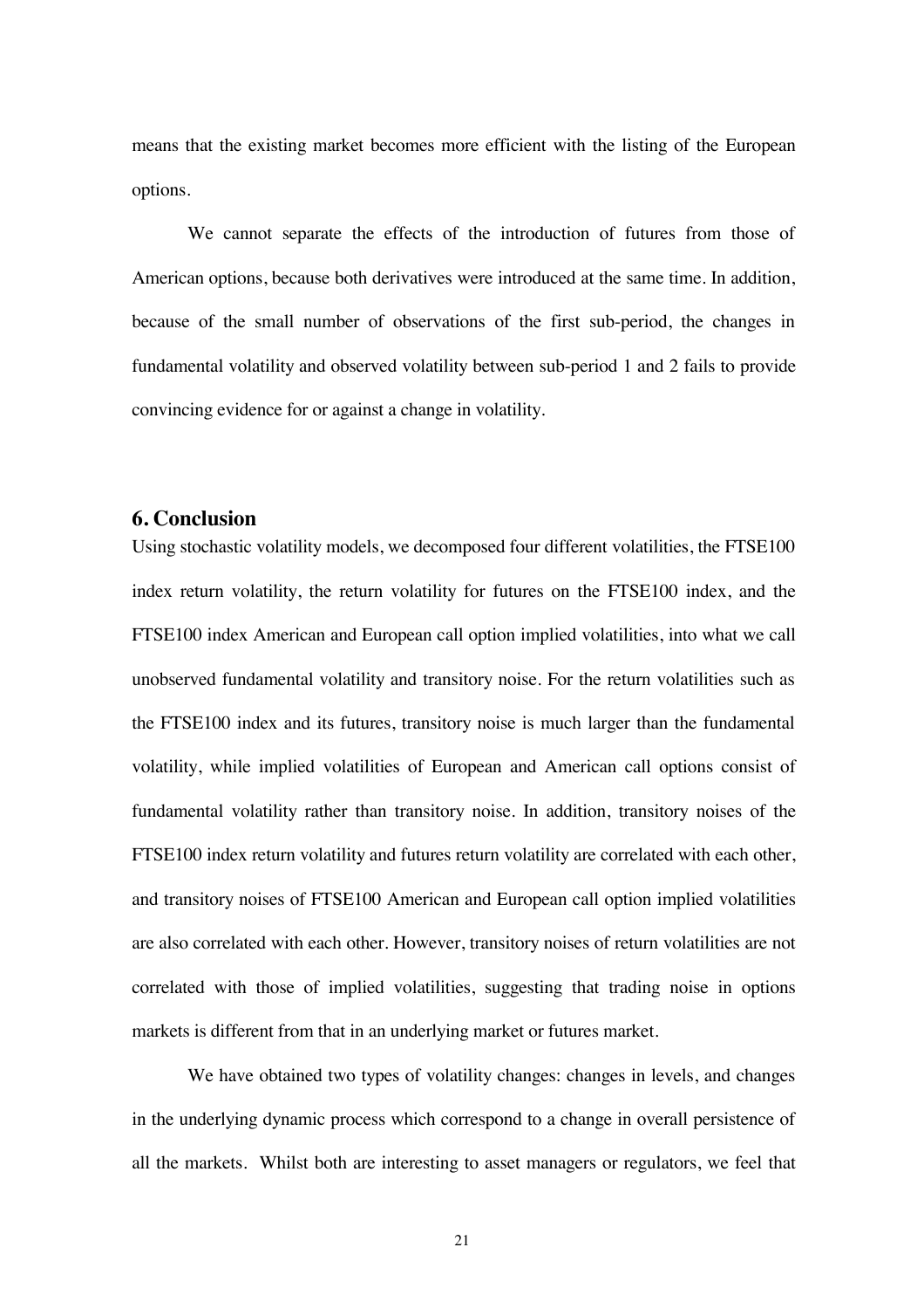means that the existing market becomes more efficient with the listing of the European options.

We cannot separate the effects of the introduction of futures from those of American options, because both derivatives were introduced at the same time. In addition, because of the small number of observations of the first sub-period, the changes in fundamental volatility and observed volatility between sub-period 1 and 2 fails to provide convincing evidence for or against a change in volatility.

## 6. Conclusion

Using stochastic volatility models, we decomposed four different volatilities, the FTSE100 index return volatility, the return volatility for futures on the FTSE100 index, and the FTSE100 index American and European call option implied volatilities, into what we call unobserved fundamental volatility and transitory noise. For the return volatilities such as the FTSE100 index and its futures, transitory noise is much larger than the fundamental volatility, while implied volatilities of European and American call options consist of fundamental volatility rather than transitory noise. In addition, transitory noises of the FTSE100 index return volatility and futures return volatility are correlated with each other, and transitory noises of FTSE100 American and European call option implied volatilities are also correlated with each other. However, transitory noises of return volatilities are not correlated with those of implied volatilities, suggesting that trading noise in options markets is different from that in an underlying market or futures market.

We have obtained two types of volatility changes: changes in levels, and changes in the underlying dynamic process which correspond to a change in overall persistence of all the markets. Whilst both are interesting to asset managers or regulators, we feel that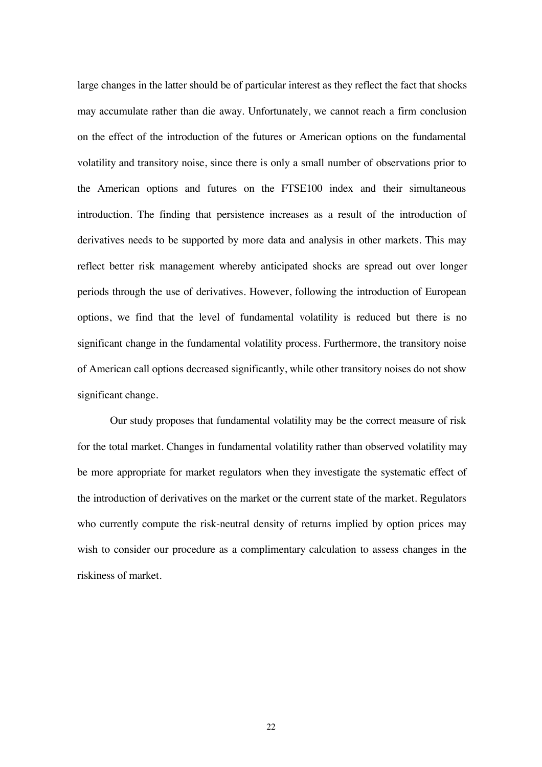large changes in the latter should be of particular interest as they reflect the fact that shocks may accumulate rather than die away. Unfortunately, we cannot reach a firm conclusion on the effect of the introduction of the futures or American options on the fundamental volatility and transitory noise, since there is only a small number of observations prior to the American options and futures on the FTSE100 index and their simultaneous introduction. The finding that persistence increases as a result of the introduction of derivatives needs to be supported by more data and analysis in other markets. This may reflect better risk management whereby anticipated shocks are spread out over longer periods through the use of derivatives. However, following the introduction of European options, we find that the level of fundamental volatility is reduced but there is no significant change in the fundamental volatility process. Furthermore, the transitory noise of American call options decreased significantly, while other transitory noises do not show significant change.

Our study proposes that fundamental volatility may be the correct measure of risk for the total market. Changes in fundamental volatility rather than observed volatility may be more appropriate for market regulators when they investigate the systematic effect of the introduction of derivatives on the market or the current state of the market. Regulators who currently compute the risk-neutral density of returns implied by option prices may wish to consider our procedure as a complimentary calculation to assess changes in the riskiness of market.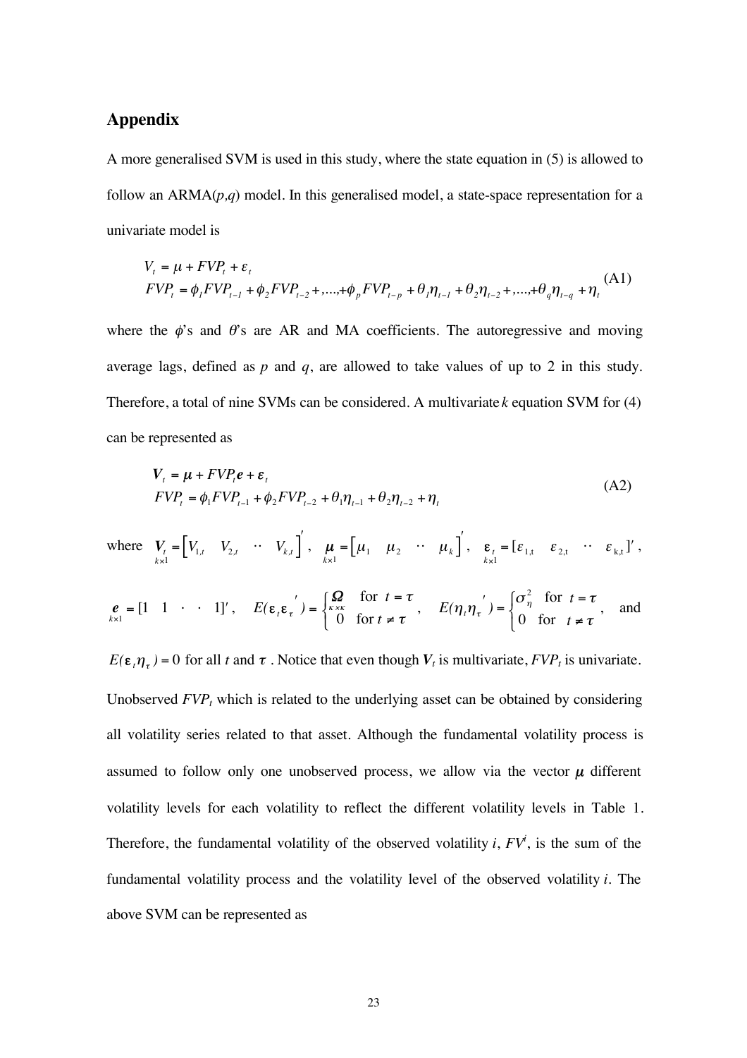## Appendix

A more generalised SVM is used in this study, where the state equation in (5) is allowed to follow an ARMA($p$,$q$) model. In this generalised model, a state-space representation for a univariate model is

$$
\begin{aligned}
V_t &= \mu + FVP_t + \varepsilon_t \\
FVP_t &= \phi_1 FVP_{t-1} + \phi_2 FVP_{t-2} + ,..., + \phi_p FVP_{t-p} + \theta_1 \eta_{t-1} + \theta_2 \eta_{t-2} + ,..., + \theta_q \eta_{t-q} + \eta_t
\end{aligned}
\tag{A1}
$$

where the $\phi$'s and $\theta$'s are AR and MA coefficients. The autoregressive and moving average lags, defined as $p$ and $q$, are allowed to take values of up to 2 in this study. Therefore, a total of nine SVMs can be considered. A multivariate $k$ equation SVM for (4) can be represented as

$$
\begin{aligned}
\boldsymbol{V}_t &= \boldsymbol{\mu} + FVP_t \boldsymbol{e} + \boldsymbol{\varepsilon}_t \\
FVP_t &= \phi_1 FVP_{t-1} + \phi_2 FVP_{t-2} + \theta_1 \eta_{t-1} + \theta_2 \eta_{t-2} + \eta_t
\end{aligned}
\tag{A2}
$$

where $\underset{k\times 1}{\boldsymbol{V}_t} = \begin{bmatrix} V_{1,t} & V_{2,t} & \cdots & V_{k,t} \end{bmatrix}'$, $\underset{k\times 1}{\boldsymbol{\mu}} = \begin{bmatrix} \mu_1 & \mu_2 & \cdots & \mu_k \end{bmatrix}'$, $\underset{k\times 1}{\boldsymbol{\varepsilon}_t} = [\varepsilon_{1,t} \quad \varepsilon_{2,t} \quad \cdots \quad \varepsilon_{k,t}]'$,

$\underset{k\times 1}{\boldsymbol{e}} = [1 \quad 1 \quad \cdot \quad \cdot \quad 1]'$, $E(\boldsymbol{\varepsilon}_t \boldsymbol{\varepsilon}_\tau{}') = \begin{cases} \underset{\kappa\times\kappa}{\boldsymbol{\Omega}} & \text{for } t = \tau \\ 0 & \text{for } t \neq \tau \end{cases}$, $E(\eta_t \eta_\tau{}') = \begin{cases} \sigma_\eta^2 & \text{for } t = \tau \\ 0 & \text{for } t \neq \tau \end{cases}$, and

$E(\boldsymbol{\varepsilon}_t \eta_\tau) = 0$ for all $t$ and $\tau$. Notice that even though $\boldsymbol{V}_t$ is multivariate, $FVP_t$ is univariate. Unobserved $FVP_t$ which is related to the underlying asset can be obtained by considering all volatility series related to that asset. Although the fundamental volatility process is assumed to follow only one unobserved process, we allow via the vector $\boldsymbol{\mu}$ different volatility levels for each volatility to reflect the different volatility levels in Table 1. Therefore, the fundamental volatility of the observed volatility $i$, $FV^i$, is the sum of the fundamental volatility process and the volatility level of the observed volatility $i$. The above SVM can be represented as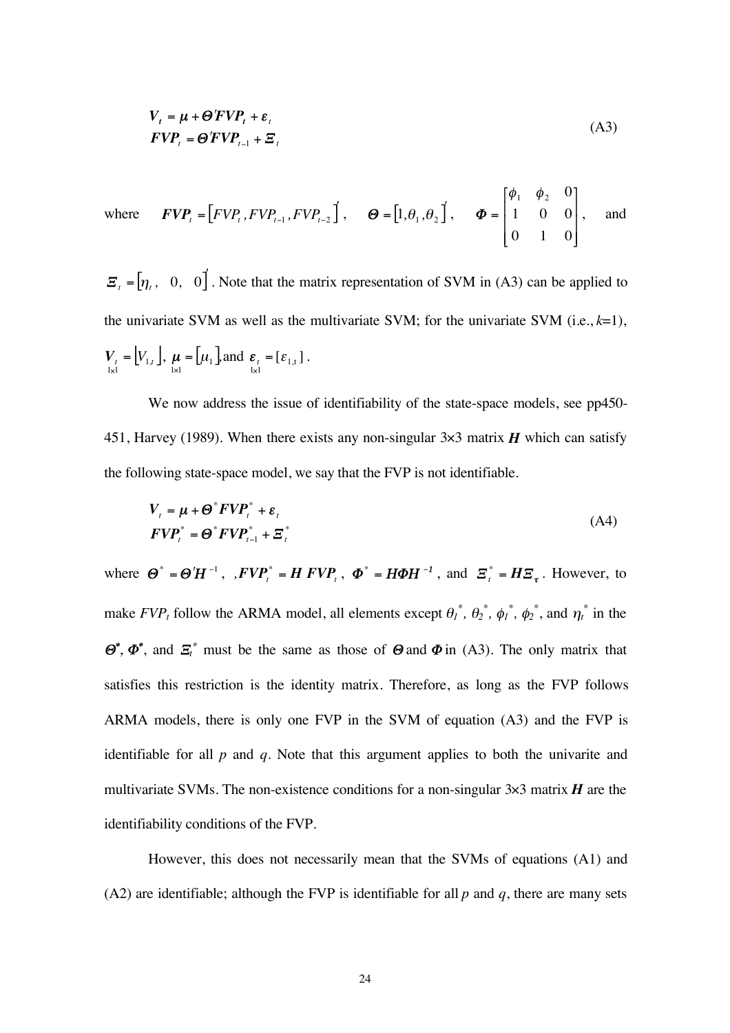$$
\begin{aligned}
\boldsymbol{V}_t &= \boldsymbol{\mu} + \boldsymbol{\Theta}'\boldsymbol{FVP}_t + \boldsymbol{\varepsilon}_t \\
\boldsymbol{FVP}_t &= \boldsymbol{\Theta}'\boldsymbol{FVP}_{t-1} + \boldsymbol{\Xi}_t
\end{aligned}
\tag{A3}
$$

where $\boldsymbol{FVP}_t = \left[FVP_t, FVP_{t-1}, FVP_{t-2}\right]'$, $\quad \boldsymbol{\Theta} = \left[1, \theta_1, \theta_2\right]'$, $\quad \boldsymbol{\Phi} = \begin{bmatrix} \phi_1 & \phi_2 & 0 \\ 1 & 0 & 0 \\ 0 & 1 & 0 \end{bmatrix}$, and

$\boldsymbol{\Xi}_t = \left[\eta_t, \ 0, \ 0\right]'$. Note that the matrix representation of SVM in (A3) can be applied to the univariate SVM as well as the multivariate SVM; for the univariate SVM (i.e., $k$=1), $\underset{1\times1}{\boldsymbol{V}_t} = \left[V_{1,t}\right]$, $\underset{1\times1}{\boldsymbol{\mu}} = \left[\mu_1\right]$, and $\underset{1\times1}{\boldsymbol{\varepsilon}_t} = [\varepsilon_{1,t}]$.

We now address the issue of identifiability of the state-space models, see pp450-451, Harvey (1989). When there exists any non-singular 3×3 matrix $\boldsymbol{H}$ which can satisfy the following state-space model, we say that the FVP is not identifiable.

$$
\begin{aligned}
\boldsymbol{V}_t &= \boldsymbol{\mu} + \boldsymbol{\Theta}^*\boldsymbol{FVP}_t^* + \boldsymbol{\varepsilon}_t \\
\boldsymbol{FVP}_t^* &= \boldsymbol{\Theta}^*\boldsymbol{FVP}_{t-1}^* + \boldsymbol{\Xi}_t^*
\end{aligned}
\tag{A4}
$$

where $\boldsymbol{\Theta}^* = \boldsymbol{\Theta}'\boldsymbol{H}^{-1}$, $\ ,\boldsymbol{FVP}_t^* = \boldsymbol{H}\ \boldsymbol{FVP}_t$, $\boldsymbol{\Phi}^* = \boldsymbol{H\Phi H}^{-1}$, and $\boldsymbol{\Xi}_t^* = \boldsymbol{H\Xi}_{\boldsymbol{\tau}}$. However, to make $FVP_t$ follow the ARMA model, all elements except $\theta_1^*$, $\theta_2^*$, $\phi_1^*$, $\phi_2^*$, and $\eta_t^*$ in the $\boldsymbol{\Theta}^*$, $\boldsymbol{\Phi}^*$, and $\boldsymbol{\Xi}_t^*$ must be the same as those of $\boldsymbol{\Theta}$ and $\boldsymbol{\Phi}$ in (A3). The only matrix that satisfies this restriction is the identity matrix. Therefore, as long as the FVP follows ARMA models, there is only one FVP in the SVM of equation (A3) and the FVP is identifiable for all $p$ and $q$. Note that this argument applies to both the univarite and multivariate SVMs. The non-existence conditions for a non-singular 3×3 matrix $\boldsymbol{H}$ are the identifiability conditions of the FVP.

However, this does not necessarily mean that the SVMs of equations (A1) and (A2) are identifiable; although the FVP is identifiable for all $p$ and $q$, there are many sets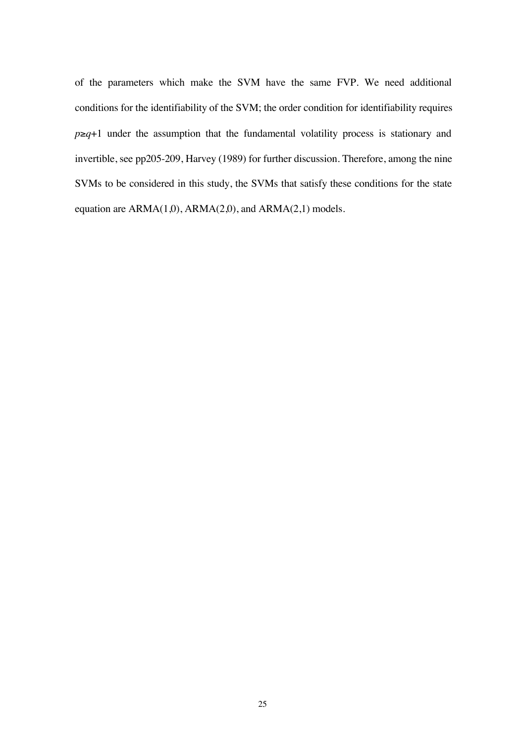of the parameters which make the SVM have the same FVP. We need additional conditions for the identifiability of the SVM; the order condition for identifiability requires $p \geq q+1$ under the assumption that the fundamental volatility process is stationary and invertible, see pp205-209, Harvey (1989) for further discussion. Therefore, among the nine SVMs to be considered in this study, the SVMs that satisfy these conditions for the state equation are ARMA(1,0), ARMA(2,0), and ARMA(2,1) models.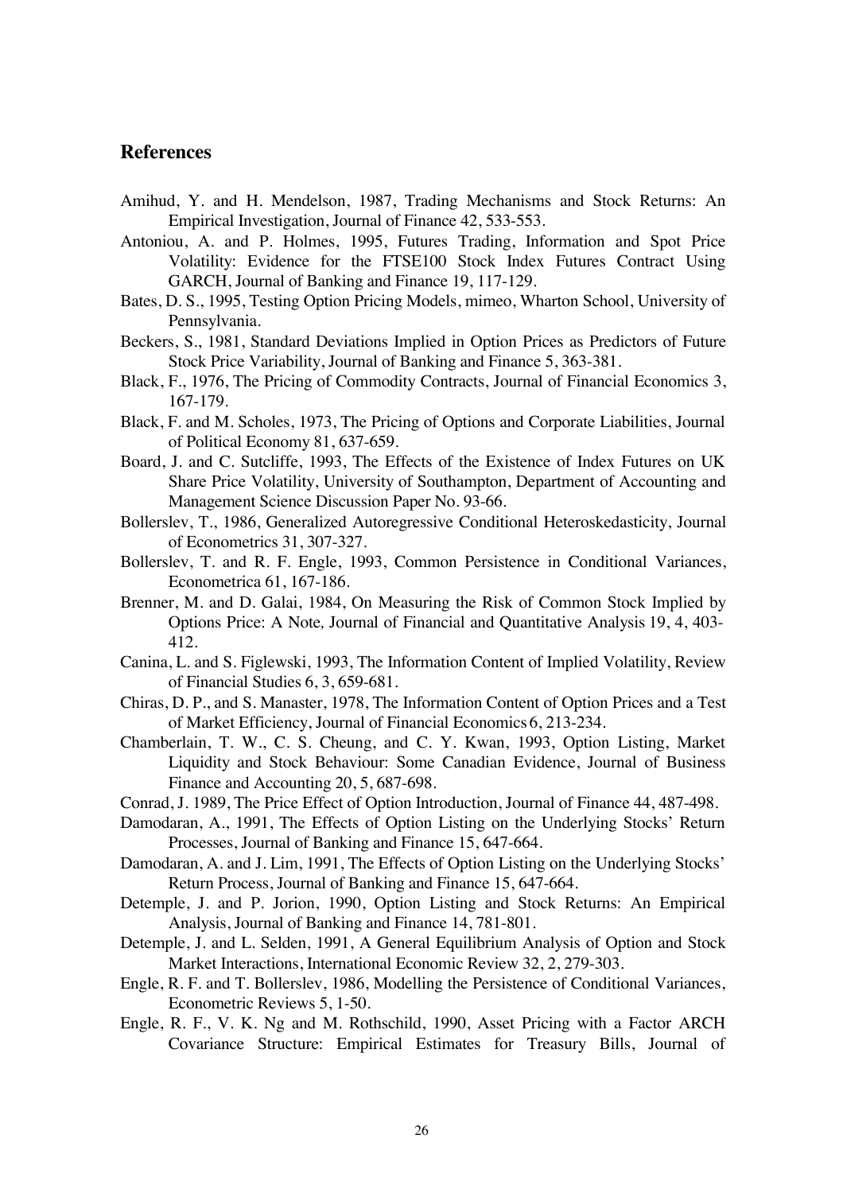## References

Amihud, Y. and H. Mendelson, 1987, Trading Mechanisms and Stock Returns: An Empirical Investigation, Journal of Finance 42, 533-553.

Antoniou, A. and P. Holmes, 1995, Futures Trading, Information and Spot Price Volatility: Evidence for the FTSE100 Stock Index Futures Contract Using GARCH, Journal of Banking and Finance 19, 117-129.

Bates, D. S., 1995, Testing Option Pricing Models, mimeo, Wharton School, University of Pennsylvania.

Beckers, S., 1981, Standard Deviations Implied in Option Prices as Predictors of Future Stock Price Variability, Journal of Banking and Finance 5, 363-381.

Black, F., 1976, The Pricing of Commodity Contracts, Journal of Financial Economics 3, 167-179.

Black, F. and M. Scholes, 1973, The Pricing of Options and Corporate Liabilities, Journal of Political Economy 81, 637-659.

Board, J. and C. Sutcliffe, 1993, The Effects of the Existence of Index Futures on UK Share Price Volatility, University of Southampton, Department of Accounting and Management Science Discussion Paper No. 93-66.

Bollerslev, T., 1986, Generalized Autoregressive Conditional Heteroskedasticity, Journal of Econometrics 31, 307-327.

Bollerslev, T. and R. F. Engle, 1993, Common Persistence in Conditional Variances, Econometrica 61, 167-186.

Brenner, M. and D. Galai, 1984, On Measuring the Risk of Common Stock Implied by Options Price: A Note*,* Journal of Financial and Quantitative Analysis 19, 4, 403-412.

Canina, L. and S. Figlewski, 1993, The Information Content of Implied Volatility, Review of Financial Studies 6, 3, 659-681.

Chiras, D. P., and S. Manaster, 1978, The Information Content of Option Prices and a Test of Market Efficiency, Journal of Financial Economics 6, 213-234.

Chamberlain, T. W., C. S. Cheung, and C. Y. Kwan, 1993, Option Listing, Market Liquidity and Stock Behaviour: Some Canadian Evidence, Journal of Business Finance and Accounting 20, 5, 687-698.

Conrad, J. 1989, The Price Effect of Option Introduction, Journal of Finance 44, 487-498.

Damodaran, A., 1991, The Effects of Option Listing on the Underlying Stocks' Return Processes, Journal of Banking and Finance 15, 647-664.

Damodaran, A. and J. Lim, 1991, The Effects of Option Listing on the Underlying Stocks' Return Process, Journal of Banking and Finance 15, 647-664.

Detemple, J. and P. Jorion, 1990, Option Listing and Stock Returns: An Empirical Analysis, Journal of Banking and Finance 14, 781-801.

Detemple, J. and L. Selden, 1991, A General Equilibrium Analysis of Option and Stock Market Interactions, International Economic Review 32, 2, 279-303.

Engle, R. F. and T. Bollerslev, 1986, Modelling the Persistence of Conditional Variances, Econometric Reviews 5, 1-50.

Engle, R. F., V. K. Ng and M. Rothschild, 1990, Asset Pricing with a Factor ARCH Covariance Structure: Empirical Estimates for Treasury Bills, Journal of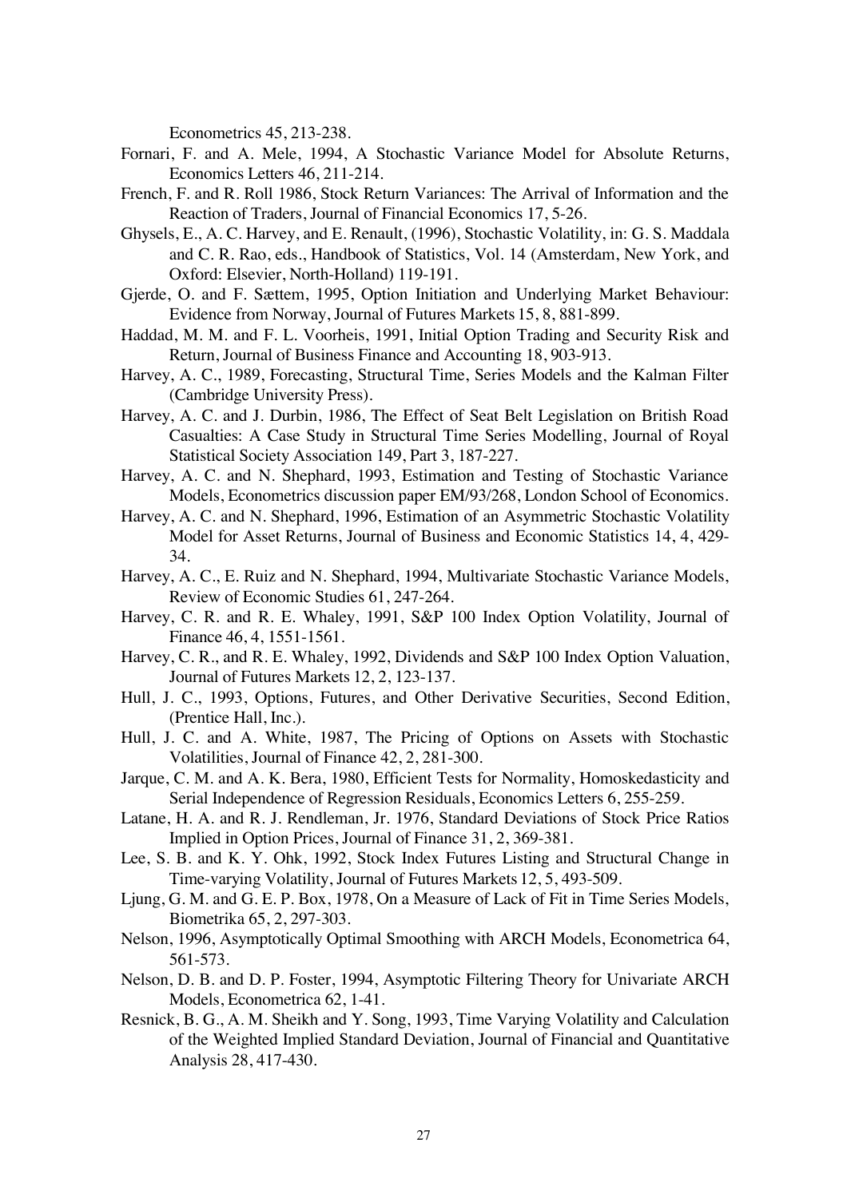Econometrics 45, 213-238.

Fornari, F. and A. Mele, 1994, A Stochastic Variance Model for Absolute Returns, Economics Letters 46, 211-214.

French, F. and R. Roll 1986, Stock Return Variances: The Arrival of Information and the Reaction of Traders, Journal of Financial Economics 17, 5-26.

Ghysels, E., A. C. Harvey, and E. Renault, (1996), Stochastic Volatility, in: G. S. Maddala and C. R. Rao, eds., Handbook of Statistics, Vol. 14 (Amsterdam, New York, and Oxford: Elsevier, North-Holland) 119-191.

Gjerde, O. and F. Sættem, 1995, Option Initiation and Underlying Market Behaviour: Evidence from Norway, Journal of Futures Markets 15, 8, 881-899.

Haddad, M. M. and F. L. Voorheis, 1991, Initial Option Trading and Security Risk and Return, Journal of Business Finance and Accounting 18, 903-913.

Harvey, A. C., 1989, Forecasting, Structural Time, Series Models and the Kalman Filter (Cambridge University Press).

Harvey, A. C. and J. Durbin, 1986, The Effect of Seat Belt Legislation on British Road Casualties: A Case Study in Structural Time Series Modelling, Journal of Royal Statistical Society Association 149, Part 3, 187-227.

Harvey, A. C. and N. Shephard, 1993, Estimation and Testing of Stochastic Variance Models, Econometrics discussion paper EM/93/268, London School of Economics.

Harvey, A. C. and N. Shephard, 1996, Estimation of an Asymmetric Stochastic Volatility Model for Asset Returns, Journal of Business and Economic Statistics 14, 4, 429-34.

Harvey, A. C., E. Ruiz and N. Shephard, 1994, Multivariate Stochastic Variance Models, Review of Economic Studies 61, 247-264.

Harvey, C. R. and R. E. Whaley, 1991, S&P 100 Index Option Volatility, Journal of Finance 46, 4, 1551-1561.

Harvey, C. R., and R. E. Whaley, 1992, Dividends and S&P 100 Index Option Valuation, Journal of Futures Markets 12, 2, 123-137.

Hull, J. C., 1993, Options, Futures, and Other Derivative Securities, Second Edition, (Prentice Hall, Inc.).

Hull, J. C. and A. White, 1987, The Pricing of Options on Assets with Stochastic Volatilities, Journal of Finance 42, 2, 281-300.

Jarque, C. M. and A. K. Bera, 1980, Efficient Tests for Normality, Homoskedasticity and Serial Independence of Regression Residuals, Economics Letters 6, 255-259.

Latane, H. A. and R. J. Rendleman, Jr. 1976, Standard Deviations of Stock Price Ratios Implied in Option Prices, Journal of Finance 31, 2, 369-381.

Lee, S. B. and K. Y. Ohk, 1992, Stock Index Futures Listing and Structural Change in Time-varying Volatility, Journal of Futures Markets 12, 5, 493-509.

Ljung, G. M. and G. E. P. Box, 1978, On a Measure of Lack of Fit in Time Series Models, Biometrika 65, 2, 297-303.

Nelson, 1996, Asymptotically Optimal Smoothing with ARCH Models, Econometrica 64, 561-573.

Nelson, D. B. and D. P. Foster, 1994, Asymptotic Filtering Theory for Univariate ARCH Models, Econometrica 62, 1-41.

Resnick, B. G., A. M. Sheikh and Y. Song, 1993, Time Varying Volatility and Calculation of the Weighted Implied Standard Deviation, Journal of Financial and Quantitative Analysis 28, 417-430.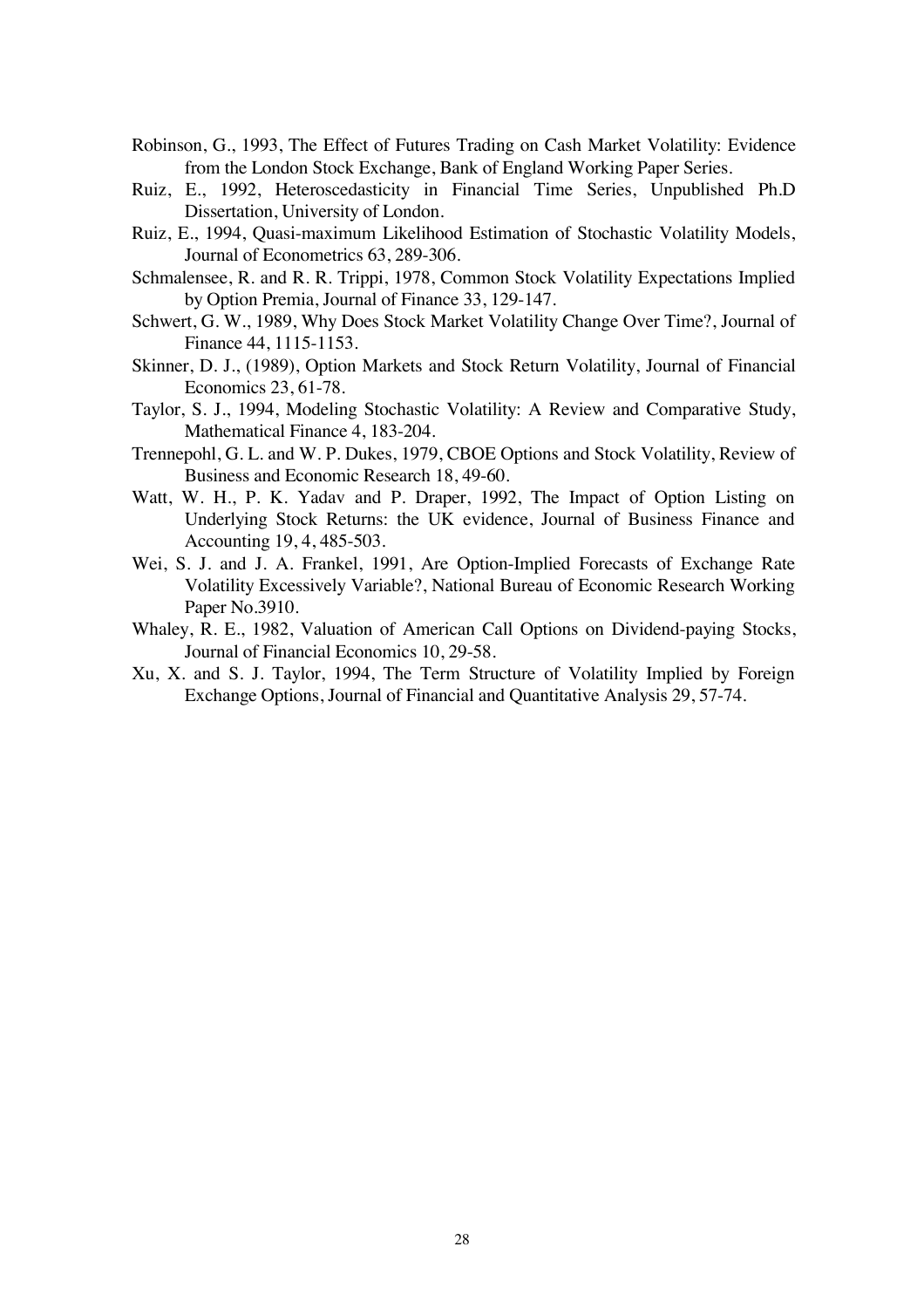Robinson, G., 1993, The Effect of Futures Trading on Cash Market Volatility: Evidence from the London Stock Exchange, Bank of England Working Paper Series.

Ruiz, E., 1992, Heteroscedasticity in Financial Time Series, Unpublished Ph.D Dissertation, University of London.

Ruiz, E., 1994, Quasi-maximum Likelihood Estimation of Stochastic Volatility Models, Journal of Econometrics 63, 289-306.

Schmalensee, R. and R. R. Trippi, 1978, Common Stock Volatility Expectations Implied by Option Premia, Journal of Finance 33, 129-147.

Schwert, G. W., 1989, Why Does Stock Market Volatility Change Over Time?, Journal of Finance 44, 1115-1153.

Skinner, D. J., (1989), Option Markets and Stock Return Volatility, Journal of Financial Economics 23, 61-78.

Taylor, S. J., 1994, Modeling Stochastic Volatility: A Review and Comparative Study, Mathematical Finance 4, 183-204.

Trennepohl, G. L. and W. P. Dukes, 1979, CBOE Options and Stock Volatility, Review of Business and Economic Research 18, 49-60.

Watt, W. H., P. K. Yadav and P. Draper, 1992, The Impact of Option Listing on Underlying Stock Returns: the UK evidence, Journal of Business Finance and Accounting 19, 4, 485-503.

Wei, S. J. and J. A. Frankel, 1991, Are Option-Implied Forecasts of Exchange Rate Volatility Excessively Variable?, National Bureau of Economic Research Working Paper No.3910.

Whaley, R. E., 1982, Valuation of American Call Options on Dividend-paying Stocks, Journal of Financial Economics 10, 29-58.

Xu, X. and S. J. Taylor, 1994, The Term Structure of Volatility Implied by Foreign Exchange Options, Journal of Financial and Quantitative Analysis 29, 57-74.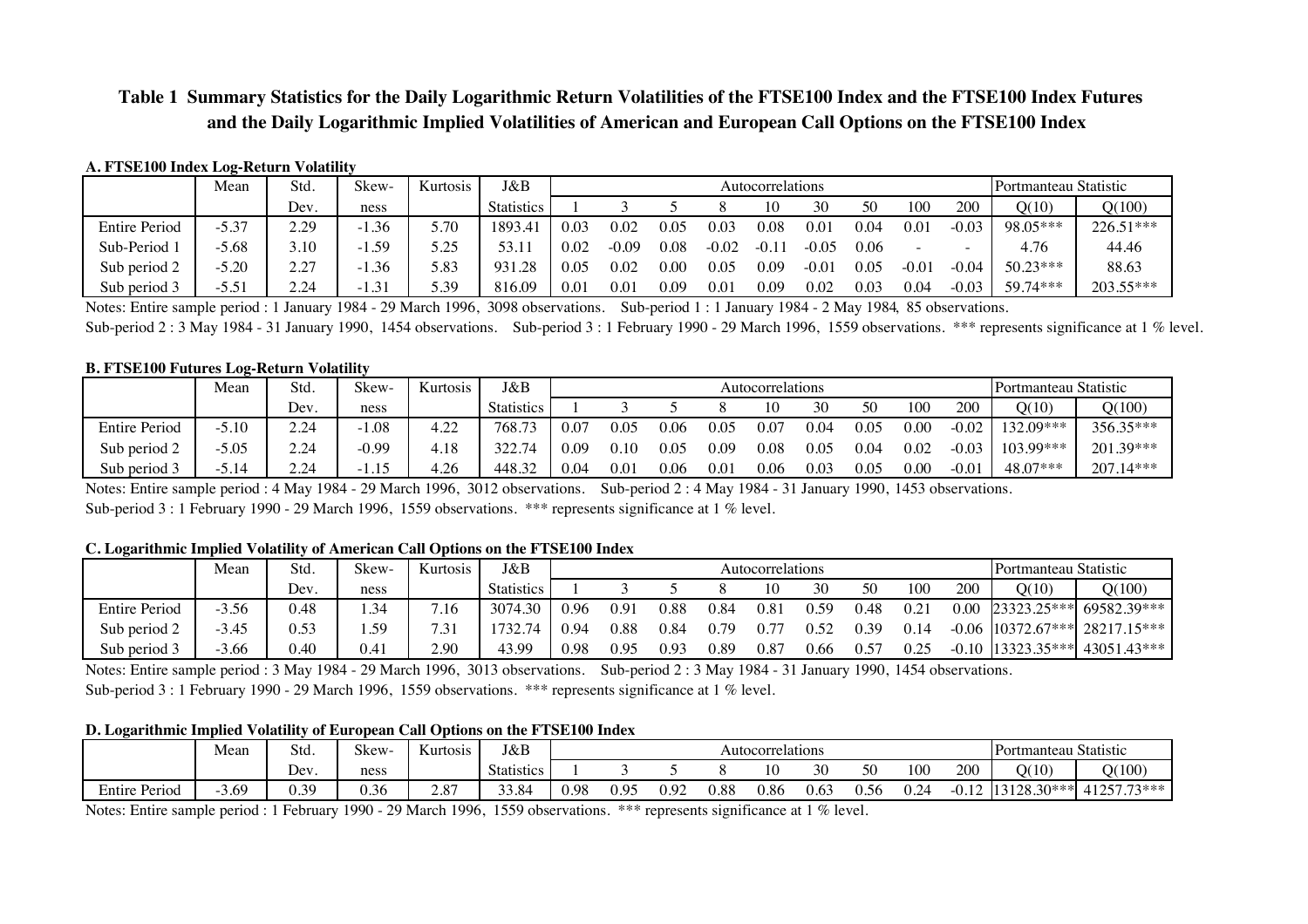# Table 1 Summary Statistics for the Daily Logarithmic Return Volatilities of the FTSE100 Index and the FTSE100 Index Futures and the Daily Logarithmic Implied Volatilities of American and European Call Options on the FTSE100 Index

**A. FTSE100 Index Log-Return Volatility**

| | Mean | Std. Dev. | Skew-ness | Kurtosis | J&B Statistics | Autocorrelations | | | | | | | | | Portmanteau Statistic | |
|---|---|---|---|---|---|---|---|---|---|---|---|---|---|---|---|---|
| | | | | | | 1 | 3 | 5 | 8 | 10 | 30 | 50 | 100 | 200 | Q(10) | Q(100) |
| Entire Period | -5.37 | 2.29 | -1.36 | 5.70 | 1893.41 | 0.03 | 0.02 | 0.05 | 0.03 | 0.08 | 0.01 | 0.04 | 0.01 | -0.03 | 98.05*** | 226.51*** |
| Sub-Period 1 | -5.68 | 3.10 | -1.59 | 5.25 | 53.11 | 0.02 | -0.09 | 0.08 | -0.02 | -0.11 | -0.05 | 0.06 | - | - | 4.76 | 44.46 |
| Sub period 2 | -5.20 | 2.27 | -1.36 | 5.83 | 931.28 | 0.05 | 0.02 | 0.00 | 0.05 | 0.09 | -0.01 | 0.05 | -0.01 | -0.04 | 50.23*** | 88.63 |
| Sub period 3 | -5.51 | 2.24 | -1.31 | 5.39 | 816.09 | 0.01 | 0.01 | 0.09 | 0.01 | 0.09 | 0.02 | 0.03 | 0.04 | -0.03 | 59.74*** | 203.55*** |

Notes: Entire sample period : 1 January 1984 - 29 March 1996, 3098 observations. Sub-period 1 : 1 January 1984 - 2 May 1984, 85 observations.
Sub-period 2 : 3 May 1984 - 31 January 1990, 1454 observations. Sub-period 3 : 1 February 1990 - 29 March 1996, 1559 observations. *** represents significance at 1 % level.

**B. FTSE100 Futures Log-Return Volatility**

| | Mean | Std. Dev. | Skew-ness | Kurtosis | J&B Statistics | Autocorrelations | | | | | | | | | Portmanteau Statistic | |
|---|---|---|---|---|---|---|---|---|---|---|---|---|---|---|---|---|
| | | | | | | 1 | 3 | 5 | 8 | 10 | 30 | 50 | 100 | 200 | Q(10) | Q(100) |
| Entire Period | -5.10 | 2.24 | -1.08 | 4.22 | 768.73 | 0.07 | 0.05 | 0.06 | 0.05 | 0.07 | 0.04 | 0.05 | 0.00 | -0.02 | 132.09*** | 356.35*** |
| Sub period 2 | -5.05 | 2.24 | -0.99 | 4.18 | 322.74 | 0.09 | 0.10 | 0.05 | 0.09 | 0.08 | 0.05 | 0.04 | 0.02 | -0.03 | 103.99*** | 201.39*** |
| Sub period 3 | -5.14 | 2.24 | -1.15 | 4.26 | 448.32 | 0.04 | 0.01 | 0.06 | 0.01 | 0.06 | 0.03 | 0.05 | 0.00 | -0.01 | 48.07*** | 207.14*** |

Notes: Entire sample period : 4 May 1984 - 29 March 1996, 3012 observations. Sub-period 2 : 4 May 1984 - 31 January 1990, 1453 observations.
Sub-period 3 : 1 February 1990 - 29 March 1996, 1559 observations. *** represents significance at 1 % level.

**C. Logarithmic Implied Volatility of American Call Options on the FTSE100 Index**

| | Mean | Std. Dev. | Skew-ness | Kurtosis | J&B Statistics | Autocorrelations | | | | | | | | | Portmanteau Statistic | |
|---|---|---|---|---|---|---|---|---|---|---|---|---|---|---|---|---|
| | | | | | | 1 | 3 | 5 | 8 | 10 | 30 | 50 | 100 | 200 | Q(10) | Q(100) |
| Entire Period | -3.56 | 0.48 | 1.34 | 7.16 | 3074.30 | 0.96 | 0.91 | 0.88 | 0.84 | 0.81 | 0.59 | 0.48 | 0.21 | 0.00 | 23323.25*** | 69582.39*** |
| Sub period 2 | -3.45 | 0.53 | 1.59 | 7.31 | 1732.74 | 0.94 | 0.88 | 0.84 | 0.79 | 0.77 | 0.52 | 0.39 | 0.14 | -0.06 | 10372.67*** | 28217.15*** |
| Sub period 3 | -3.66 | 0.40 | 0.41 | 2.90 | 43.99 | 0.98 | 0.95 | 0.93 | 0.89 | 0.87 | 0.66 | 0.57 | 0.25 | -0.10 | 13323.35*** | 43051.43*** |

Notes: Entire sample period : 3 May 1984 - 29 March 1996, 3013 observations. Sub-period 2 : 3 May 1984 - 31 January 1990, 1454 observations.
Sub-period 3 : 1 February 1990 - 29 March 1996, 1559 observations. *** represents significance at 1 % level.

**D. Logarithmic Implied Volatility of European Call Options on the FTSE100 Index**

| | Mean | Std. Dev. | Skew-ness | Kurtosis | J&B Statistics | Autocorrelations | | | | | | | | | Portmanteau Statistic | |
|---|---|---|---|---|---|---|---|---|---|---|---|---|---|---|---|---|
| | | | | | | 1 | 3 | 5 | 8 | 10 | 30 | 50 | 100 | 200 | Q(10) | Q(100) |
| Entire Period | -3.69 | 0.39 | 0.36 | 2.87 | 33.84 | 0.98 | 0.95 | 0.92 | 0.88 | 0.86 | 0.63 | 0.56 | 0.24 | -0.12 | 13128.30*** | 41257.73*** |

Notes: Entire sample period : 1 February 1990 - 29 March 1996, 1559 observations. *** represents significance at 1 % level.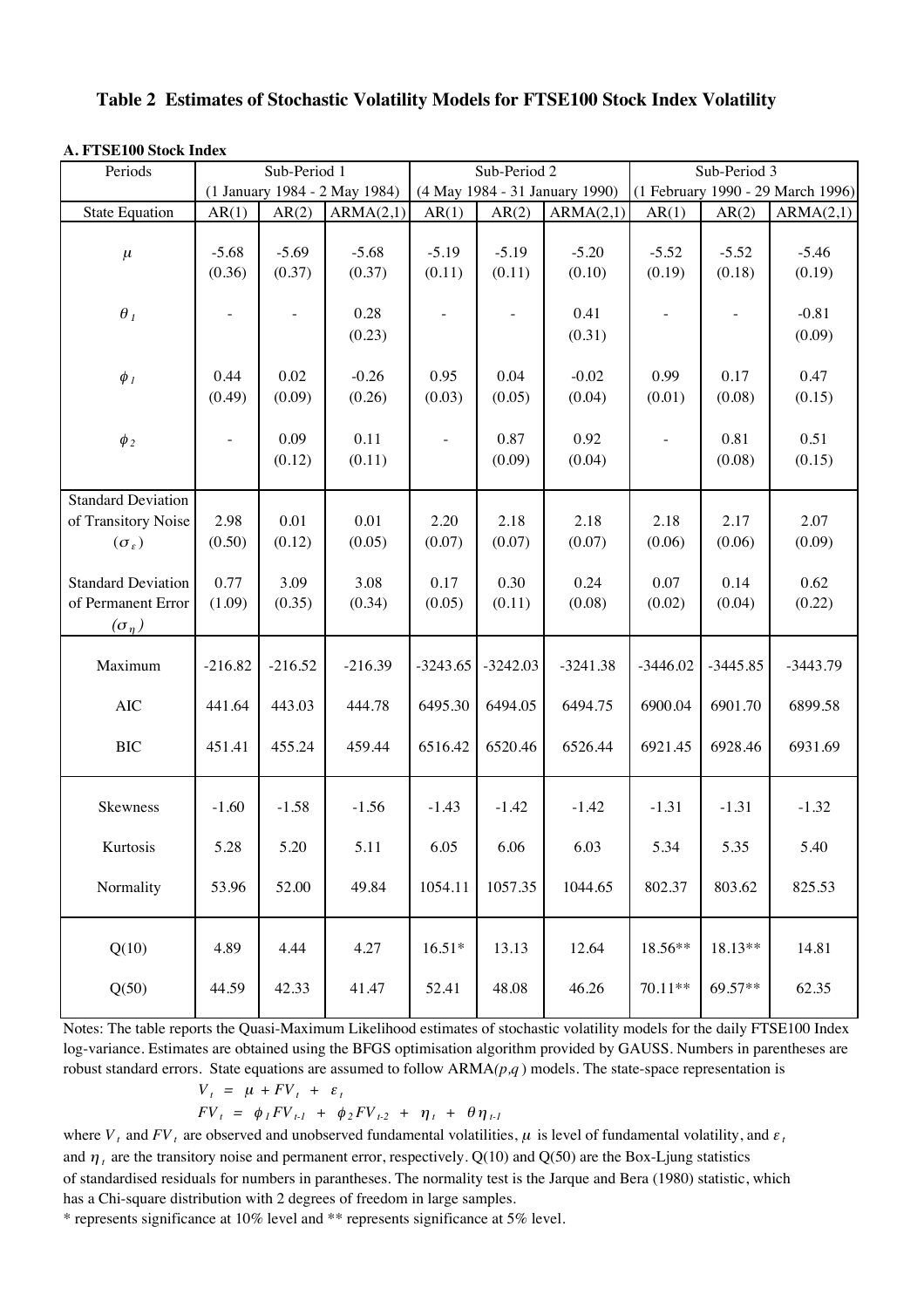### Table 2 Estimates of Stochastic Volatility Models for FTSE100 Stock Index Volatility

**A. FTSE100 Stock Index**

| Periods | Sub-Period 1 (1 January 1984 - 2 May 1984) | | | Sub-Period 2 (4 May 1984 - 31 January 1990) | | | Sub-Period 3 (1 February 1990 - 29 March 1996) | | |
|---|---|---|---|---|---|---|---|---|---|
| State Equation | AR(1) | AR(2) | ARMA(2,1) | AR(1) | AR(2) | ARMA(2,1) | AR(1) | AR(2) | ARMA(2,1) |
| $\mu$ | -5.68 | -5.69 | -5.68 | -5.19 | -5.19 | -5.20 | -5.52 | -5.52 | -5.46 |
| | (0.36) | (0.37) | (0.37) | (0.11) | (0.11) | (0.10) | (0.19) | (0.18) | (0.19) |
| $\theta_1$ | - | - | 0.28 | - | - | 0.41 | - | - | -0.81 |
| | | | (0.23) | | | (0.31) | | | (0.09) |
| $\phi_1$ | 0.44 | 0.02 | -0.26 | 0.95 | 0.04 | -0.02 | 0.99 | 0.17 | 0.47 |
| | (0.49) | (0.09) | (0.26) | (0.03) | (0.05) | (0.04) | (0.01) | (0.08) | (0.15) |
| $\phi_2$ | - | 0.09 | 0.11 | - | 0.87 | 0.92 | - | 0.81 | 0.51 |
| | | (0.12) | (0.11) | | (0.09) | (0.04) | | (0.08) | (0.15) |
| Standard Deviation of Transitory Noise ($\sigma_\varepsilon$) | 2.98 | 0.01 | 0.01 | 2.20 | 2.18 | 2.18 | 2.18 | 2.17 | 2.07 |
| | (0.50) | (0.12) | (0.05) | (0.07) | (0.07) | (0.07) | (0.06) | (0.06) | (0.09) |
| Standard Deviation of Permanent Error ($\sigma_\eta$) | 0.77 | 3.09 | 3.08 | 0.17 | 0.30 | 0.24 | 0.07 | 0.14 | 0.62 |
| | (1.09) | (0.35) | (0.34) | (0.05) | (0.11) | (0.08) | (0.02) | (0.04) | (0.22) |
| Maximum | -216.82 | -216.52 | -216.39 | -3243.65 | -3242.03 | -3241.38 | -3446.02 | -3445.85 | -3443.79 |
| AIC | 441.64 | 443.03 | 444.78 | 6495.30 | 6494.05 | 6494.75 | 6900.04 | 6901.70 | 6899.58 |
| BIC | 451.41 | 455.24 | 459.44 | 6516.42 | 6520.46 | 6526.44 | 6921.45 | 6928.46 | 6931.69 |
| Skewness | -1.60 | -1.58 | -1.56 | -1.43 | -1.42 | -1.42 | -1.31 | -1.31 | -1.32 |
| Kurtosis | 5.28 | 5.20 | 5.11 | 6.05 | 6.06 | 6.03 | 5.34 | 5.35 | 5.40 |
| Normality | 53.96 | 52.00 | 49.84 | 1054.11 | 1057.35 | 1044.65 | 802.37 | 803.62 | 825.53 |
| Q(10) | 4.89 | 4.44 | 4.27 | 16.51* | 13.13 | 12.64 | 18.56** | 18.13** | 14.81 |
| Q(50) | 44.59 | 42.33 | 41.47 | 52.41 | 48.08 | 46.26 | 70.11** | 69.57** | 62.35 |

Notes: The table reports the Quasi-Maximum Likelihood estimates of stochastic volatility models for the daily FTSE100 Index log-variance. Estimates are obtained using the BFGS optimisation algorithm provided by GAUSS. Numbers in parentheses are robust standard errors. State equations are assumed to follow ARMA$(p,q)$ models. The state-space representation is

$$V_t = \mu + FV_t + \varepsilon_t$$

$$FV_t = \phi_1 FV_{t-1} + \phi_2 FV_{t-2} + \eta_t + \theta \eta_{t-1}$$

where $V_t$ and $FV_t$ are observed and unobserved fundamental volatilities, $\mu$ is level of fundamental volatility, and $\varepsilon_t$ and $\eta_t$ are the transitory noise and permanent error, respectively. Q(10) and Q(50) are the Box-Ljung statistics of standardised residuals for numbers in parantheses. The normality test is the Jarque and Bera (1980) statistic, which has a Chi-square distribution with 2 degrees of freedom in large samples.

* represents significance at 10% level and ** represents significance at 5% level.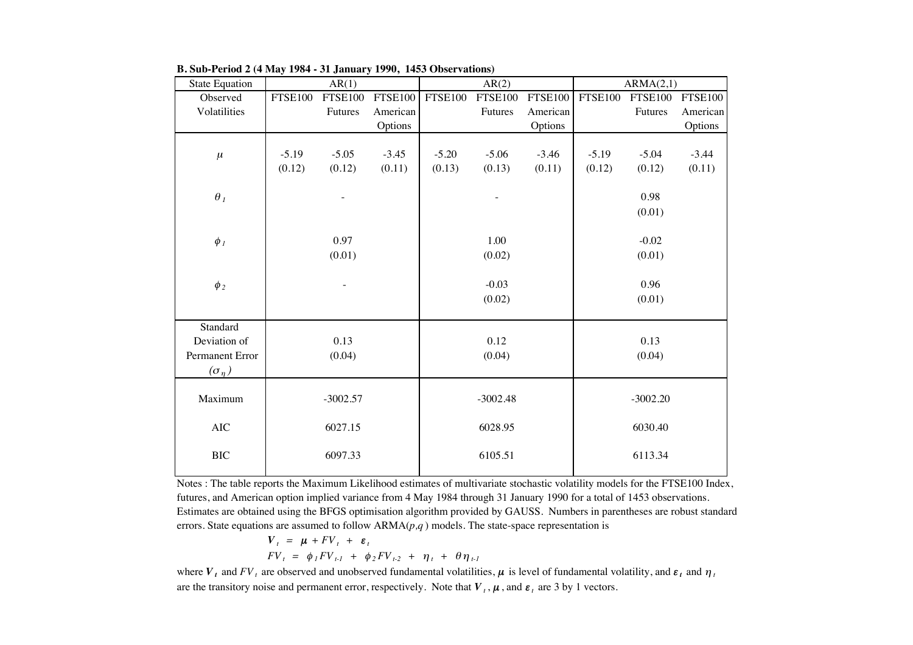**B. Sub-Period 2 (4 May 1984 - 31 January 1990, 1453 Observations)**

| State Equation | AR(1) | | | AR(2) | | | ARMA(2,1) | | |
|---|---|---|---|---|---|---|---|---|---|
| Observed Volatilities | FTSE100 | FTSE100 Futures | FTSE100 American Options | FTSE100 | FTSE100 Futures | FTSE100 American Options | FTSE100 | FTSE100 Futures | FTSE100 American Options |
| $\mu$ | -5.19 | -5.05 | -3.45 | -5.20 | -5.06 | -3.46 | -5.19 | -5.04 | -3.44 |
| | (0.12) | (0.12) | (0.11) | (0.13) | (0.13) | (0.11) | (0.12) | (0.12) | (0.11) |
| $\theta_1$ | | - | | | - | | | 0.98 | |
| | | | | | | | | (0.01) | |
| $\phi_1$ | | 0.97 | | | 1.00 | | | -0.02 | |
| | | (0.01) | | | (0.02) | | | (0.01) | |
| $\phi_2$ | | - | | | -0.03 | | | 0.96 | |
| | | | | | (0.02) | | | (0.01) | |
| Standard Deviation of Permanent Error ($\sigma_\eta$) | | 0.13 | | | 0.12 | | | 0.13 | |
| | | (0.04) | | | (0.04) | | | (0.04) | |
| Maximum | | -3002.57 | | | -3002.48 | | | -3002.20 | |
| AIC | | 6027.15 | | | 6028.95 | | | 6030.40 | |
| BIC | | 6097.33 | | | 6105.51 | | | 6113.34 | |

Notes : The table reports the Maximum Likelihood estimates of multivariate stochastic volatility models for the FTSE100 Index, futures, and American option implied variance from 4 May 1984 through 31 January 1990 for a total of 1453 observations. Estimates are obtained using the BFGS optimisation algorithm provided by GAUSS. Numbers in parentheses are robust standard errors. State equations are assumed to follow ARMA($p,q$) models. The state-space representation is

$$\boldsymbol{V}_t = \boldsymbol{\mu} + FV_t + \boldsymbol{\varepsilon}_t$$

$$FV_t = \phi_1 FV_{t-1} + \phi_2 FV_{t-2} + \eta_t + \theta\eta_{t-1}$$

where $\boldsymbol{V}_t$ and $FV_t$ are observed and unobserved fundamental volatilities, $\boldsymbol{\mu}$ is level of fundamental volatility, and $\boldsymbol{\varepsilon}_t$ and $\eta_t$ are the transitory noise and permanent error, respectively. Note that $\boldsymbol{V}_t$, $\boldsymbol{\mu}$, and $\boldsymbol{\varepsilon}_t$ are 3 by 1 vectors.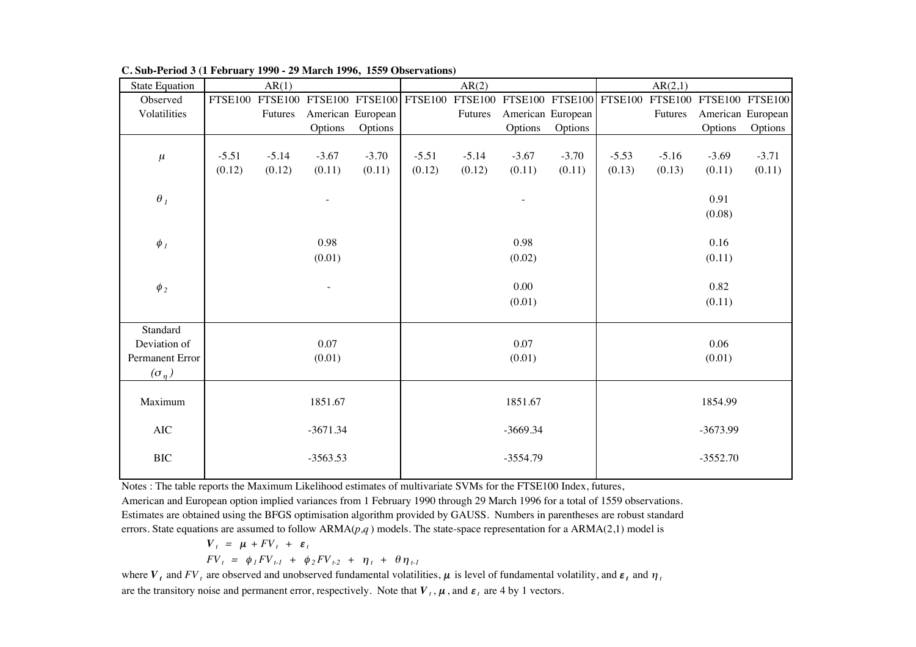**C. Sub-Period 3 (1 February 1990 - 29 March 1996, 1559 Observations)**

| State Equation | AR(1) | | | | AR(2) | | | | AR(2,1) | | | |
|---|---|---|---|---|---|---|---|---|---|---|---|---|
| Observed Volatilities | FTSE100 | FTSE100 Futures | FTSE100 American Options | FTSE100 European Options | FTSE100 | FTSE100 Futures | FTSE100 American Options | FTSE100 European Options | FTSE100 | FTSE100 Futures | FTSE100 American Options | FTSE100 European Options |
| $\mu$ | -5.51 | -5.14 | -3.67 | -3.70 | -5.51 | -5.14 | -3.67 | -3.70 | -5.53 | -5.16 | -3.69 | -3.71 |
| | (0.12) | (0.12) | (0.11) | (0.11) | (0.12) | (0.12) | (0.11) | (0.11) | (0.13) | (0.13) | (0.11) | (0.11) |
| $\theta_1$ | | | - | | | | - | | | | 0.91 | |
| | | | | | | | | | | | (0.08) | |
| $\phi_1$ | | | 0.98 | | | | 0.98 | | | | 0.16 | |
| | | | (0.01) | | | | (0.02) | | | | (0.11) | |
| $\phi_2$ | | | - | | | | 0.00 | | | | 0.82 | |
| | | | | | | | (0.01) | | | | (0.11) | |
| Standard Deviation of Permanent Error ($\sigma_\eta$) | | | 0.07 | | | | 0.07 | | | | 0.06 | |
| | | | (0.01) | | | | (0.01) | | | | (0.01) | |
| Maximum | | | 1851.67 | | | | 1851.67 | | | | 1854.99 | |
| AIC | | | -3671.34 | | | | -3669.34 | | | | -3673.99 | |
| BIC | | | -3563.53 | | | | -3554.79 | | | | -3552.70 | |

Notes : The table reports the Maximum Likelihood estimates of multivariate SVMs for the FTSE100 Index, futures, American and European option implied variances from 1 February 1990 through 29 March 1996 for a total of 1559 observations. Estimates are obtained using the BFGS optimisation algorithm provided by GAUSS. Numbers in parentheses are robust standard errors. State equations are assumed to follow ARMA($p$,$q$) models. The state-space representation for a ARMA(2,1) model is

$$\boldsymbol{V}_t = \boldsymbol{\mu} + FV_t + \boldsymbol{\varepsilon}_t$$

$$FV_t = \phi_1 FV_{t-1} + \phi_2 FV_{t-2} + \eta_t + \theta \eta_{t-1}$$

where $\boldsymbol{V}_t$ and $FV_t$ are observed and unobserved fundamental volatilities, $\boldsymbol{\mu}$ is level of fundamental volatility, and $\boldsymbol{\varepsilon}_t$ and $\eta_t$ are the transitory noise and permanent error, respectively. Note that $\boldsymbol{V}_t$, $\boldsymbol{\mu}$, and $\boldsymbol{\varepsilon}_t$ are 4 by 1 vectors.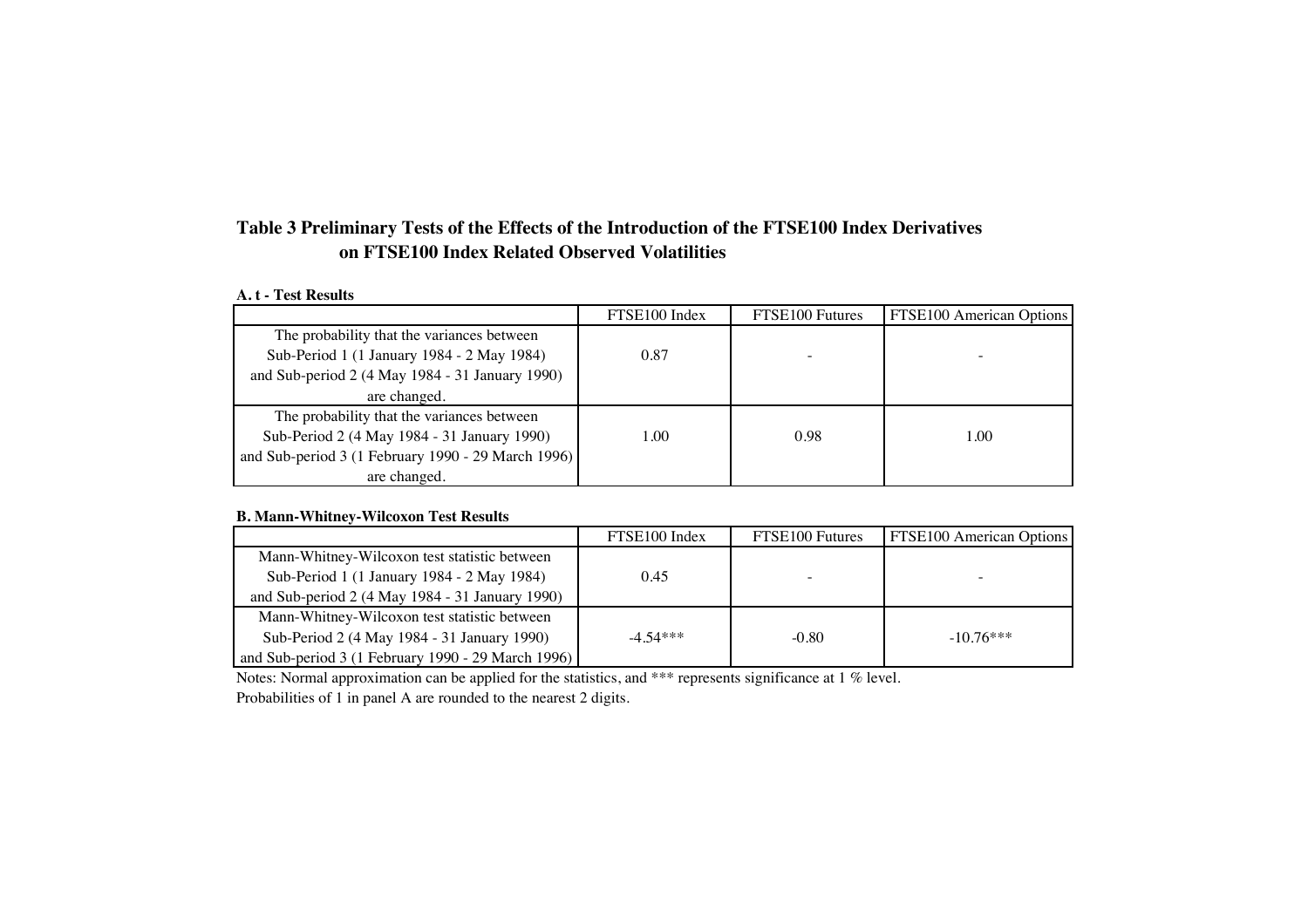**Table 3 Preliminary Tests of the Effects of the Introduction of the FTSE100 Index Derivatives on FTSE100 Index Related Observed Volatilities**

**A. t - Test Results**

| | FTSE100 Index | FTSE100 Futures | FTSE100 American Options |
|---|---|---|---|
| The probability that the variances between Sub-Period 1 (1 January 1984 - 2 May 1984) and Sub-period 2 (4 May 1984 - 31 January 1990) are changed. | 0.87 | - | - |
| The probability that the variances between Sub-Period 2 (4 May 1984 - 31 January 1990) and Sub-period 3 (1 February 1990 - 29 March 1996) are changed. | 1.00 | 0.98 | 1.00 |

**B. Mann-Whitney-Wilcoxon Test Results**

| | FTSE100 Index | FTSE100 Futures | FTSE100 American Options |
|---|---|---|---|
| Mann-Whitney-Wilcoxon test statistic between Sub-Period 1 (1 January 1984 - 2 May 1984) and Sub-period 2 (4 May 1984 - 31 January 1990) | 0.45 | - | - |
| Mann-Whitney-Wilcoxon test statistic between Sub-Period 2 (4 May 1984 - 31 January 1990) and Sub-period 3 (1 February 1990 - 29 March 1996) | -4.54*** | -0.80 | -10.76*** |

Notes: Normal approximation can be applied for the statistics, and *** represents significance at 1 % level.
Probabilities of 1 in panel A are rounded to the nearest 2 digits.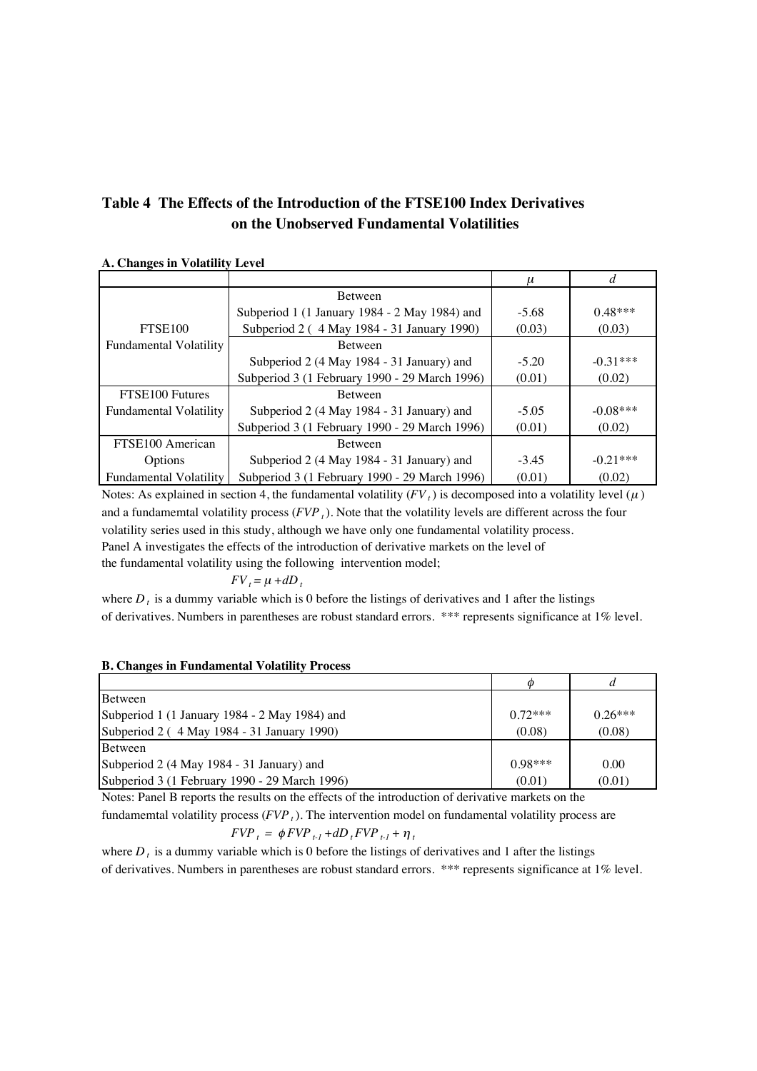# Table 4 The Effects of the Introduction of the FTSE100 Index Derivatives on the Unobserved Fundamental Volatilities

**A. Changes in Volatility Level**

| | | $\mu$ | $d$ |
|---|---|---|---|
| FTSE100 Fundamental Volatility | Between Subperiod 1 (1 January 1984 - 2 May 1984) and Subperiod 2 ( 4 May 1984 - 31 January 1990) | -5.68 (0.03) | 0.48*** (0.03) |
| | Between Subperiod 2 (4 May 1984 - 31 January) and Subperiod 3 (1 February 1990 - 29 March 1996) | -5.20 (0.01) | -0.31*** (0.02) |
| FTSE100 Futures Fundamental Volatility | Between Subperiod 2 (4 May 1984 - 31 January) and Subperiod 3 (1 February 1990 - 29 March 1996) | -5.05 (0.01) | -0.08*** (0.02) |
| FTSE100 American Options Fundamental Volatility | Between Subperiod 2 (4 May 1984 - 31 January) and Subperiod 3 (1 February 1990 - 29 March 1996) | -3.45 (0.01) | -0.21*** (0.02) |

Notes: As explained in section 4, the fundamental volatility ($FV_t$) is decomposed into a volatility level ($\mu$) and a fundamemtal volatility process ($FVP_t$). Note that the volatility levels are different across the four volatility series used in this study, although we have only one fundamental volatility process. Panel A investigates the effects of the introduction of derivative markets on the level of the fundamental volatility using the following intervention model;

$$FV_t = \mu + dD_t$$

where $D_t$ is a dummy variable which is 0 before the listings of derivatives and 1 after the listings of derivatives. Numbers in parentheses are robust standard errors. *** represents significance at 1% level.

**B. Changes in Fundamental Volatility Process**

| | $\phi$ | $d$ |
|---|---|---|
| Between Subperiod 1 (1 January 1984 - 2 May 1984) and Subperiod 2 ( 4 May 1984 - 31 January 1990) | 0.72*** (0.08) | 0.26*** (0.08) |
| Between Subperiod 2 (4 May 1984 - 31 January) and Subperiod 3 (1 February 1990 - 29 March 1996) | 0.98*** (0.01) | 0.00 (0.01) |

Notes: Panel B reports the results on the effects of the introduction of derivative markets on the fundamemtal volatility process ($FVP_t$). The intervention model on fundamental volatility process are

$$FVP_t = \phi FVP_{t-1} + dD_t FVP_{t-1} + \eta_t$$

where $D_t$ is a dummy variable which is 0 before the listings of derivatives and 1 after the listings of derivatives. Numbers in parentheses are robust standard errors. *** represents significance at 1% level.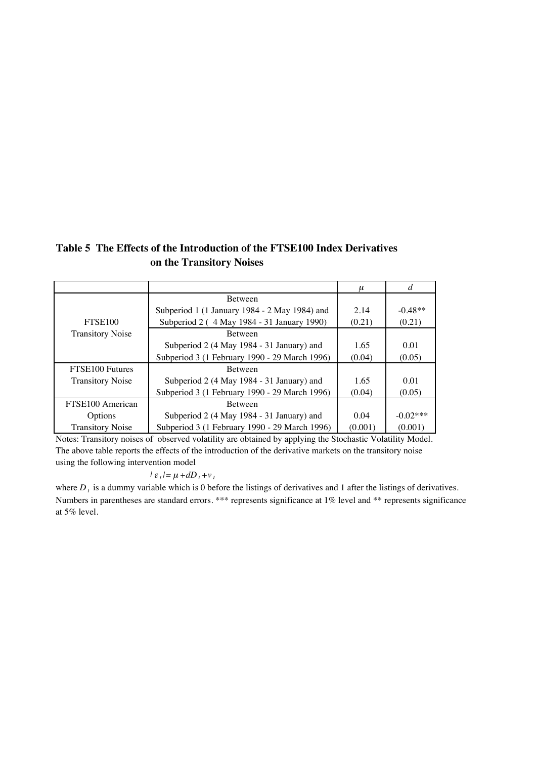**Table 5 The Effects of the Introduction of the FTSE100 Index Derivatives on the Transitory Noises**

| | | $\mu$ | $d$ |
|---|---|---|---|
| FTSE100 Transitory Noise | Between Subperiod 1 (1 January 1984 - 2 May 1984) and Subperiod 2 ( 4 May 1984 - 31 January 1990) | 2.14<br>(0.21) | -0.48**<br>(0.21) |
| | Between Subperiod 2 (4 May 1984 - 31 January) and Subperiod 3 (1 February 1990 - 29 March 1996) | 1.65<br>(0.04) | 0.01<br>(0.05) |
| FTSE100 Futures Transitory Noise | Between Subperiod 2 (4 May 1984 - 31 January) and Subperiod 3 (1 February 1990 - 29 March 1996) | 1.65<br>(0.04) | 0.01<br>(0.05) |
| FTSE100 American Options Transitory Noise | Between Subperiod 2 (4 May 1984 - 31 January) and Subperiod 3 (1 February 1990 - 29 March 1996) | 0.04<br>(0.001) | -0.02***<br>(0.001) |

Notes: Transitory noises of observed volatility are obtained by applying the Stochastic Volatility Model. The above table reports the effects of the introduction of the derivative markets on the transitory noise using the following intervention model

$$|\varepsilon_t| = \mu + dD_t + v_t$$

where $D_t$ is a dummy variable which is 0 before the listings of derivatives and 1 after the listings of derivatives. Numbers in parentheses are standard errors. *** represents significance at 1% level and ** represents significance at 5% level.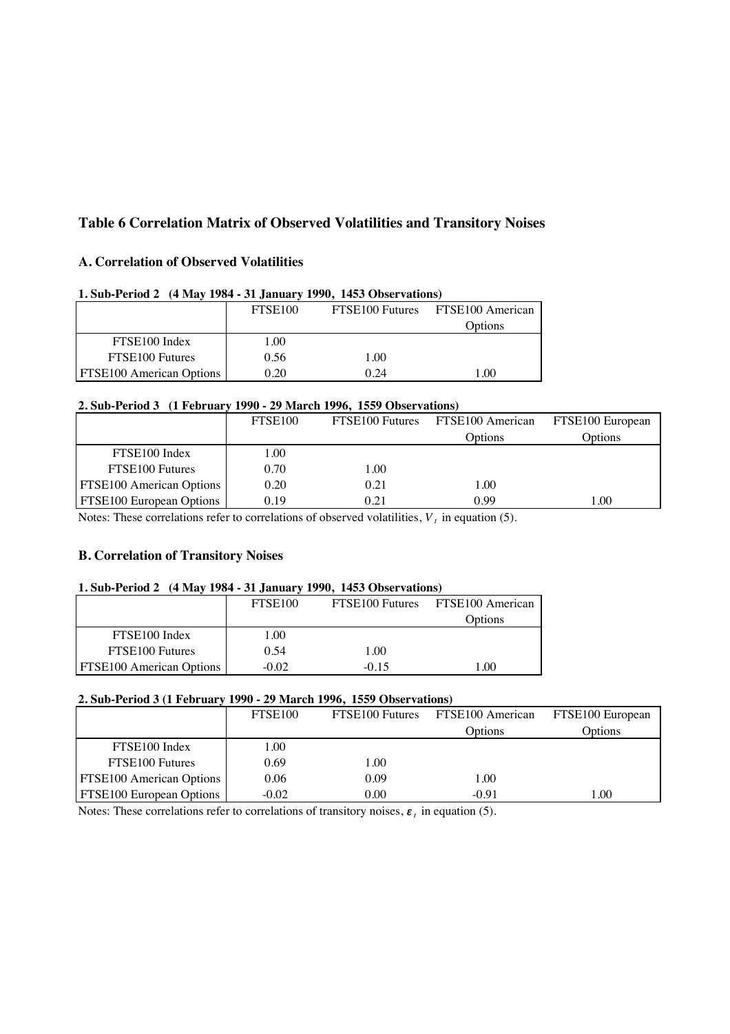## Table 6 Correlation Matrix of Observed Volatilities and Transitory Noises

### A. Correlation of Observed Volatilities

**1. Sub-Period 2 (4 May 1984 - 31 January 1990, 1453 Observations)**

| | FTSE100 | FTSE100 Futures | FTSE100 American Options |
|---|---|---|---|
| FTSE100 Index | 1.00 | | |
| FTSE100 Futures | 0.56 | 1.00 | |
| FTSE100 American Options | 0.20 | 0.24 | 1.00 |

**2. Sub-Period 3 (1 February 1990 - 29 March 1996, 1559 Observations)**

| | FTSE100 | FTSE100 Futures | FTSE100 American Options | FTSE100 European Options |
|---|---|---|---|---|
| FTSE100 Index | 1.00 | | | |
| FTSE100 Futures | 0.70 | 1.00 | | |
| FTSE100 American Options | 0.20 | 0.21 | 1.00 | |
| FTSE100 European Options | 0.19 | 0.21 | 0.99 | 1.00 |

Notes: These correlations refer to correlations of observed volatilities, $V_t$ in equation (5).

### B. Correlation of Transitory Noises

**1. Sub-Period 2 (4 May 1984 - 31 January 1990, 1453 Observations)**

| | FTSE100 | FTSE100 Futures | FTSE100 American Options |
|---|---|---|---|
| FTSE100 Index | 1.00 | | |
| FTSE100 Futures | 0.54 | 1.00 | |
| FTSE100 American Options | -0.02 | -0.15 | 1.00 |

**2. Sub-Period 3 (1 February 1990 - 29 March 1996, 1559 Observations)**

| | FTSE100 | FTSE100 Futures | FTSE100 American Options | FTSE100 European Options |
|---|---|---|---|---|
| FTSE100 Index | 1.00 | | | |
| FTSE100 Futures | 0.69 | 1.00 | | |
| FTSE100 American Options | 0.06 | 0.09 | 1.00 | |
| FTSE100 European Options | -0.02 | 0.00 | -0.91 | 1.00 |

Notes: These correlations refer to correlations of transitory noises, $\varepsilon_t$ in equation (5).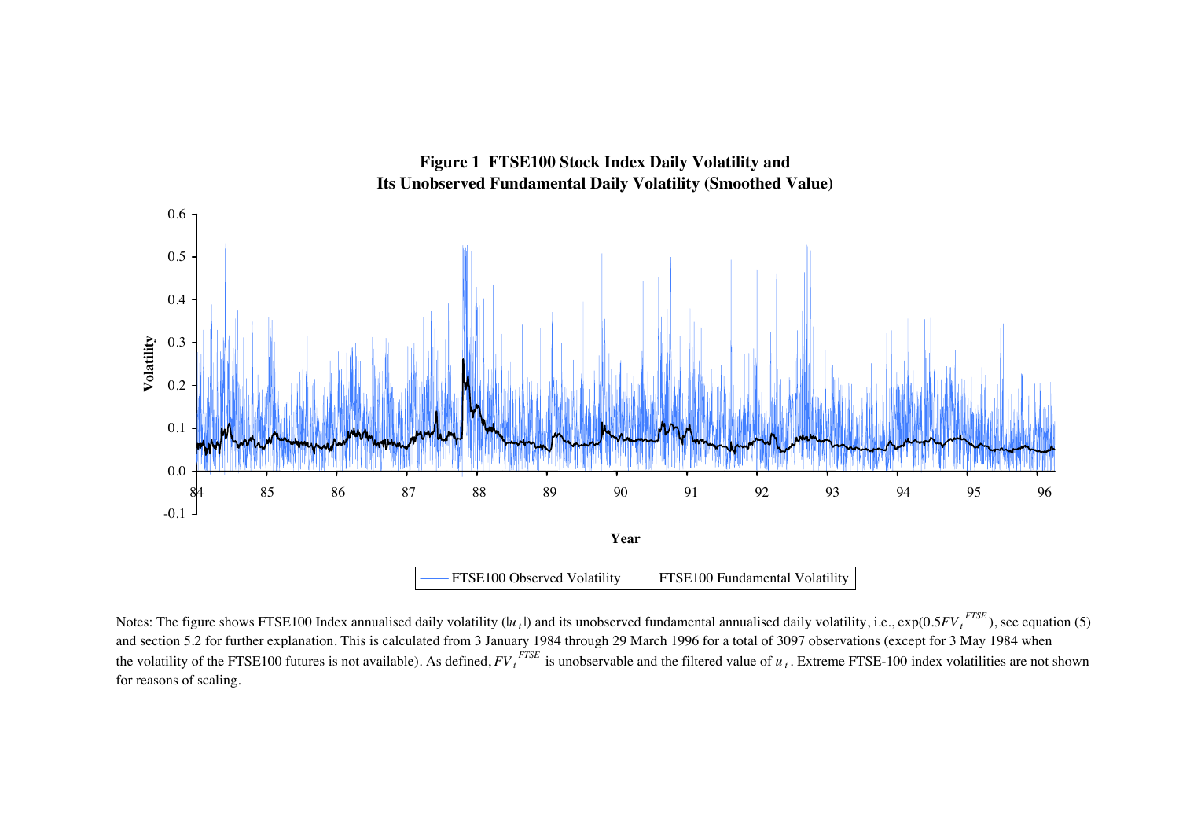**Figure 1 FTSE100 Stock Index Daily Volatility and Its Unobserved Fundamental Daily Volatility (Smoothed Value)**

Notes: The figure shows FTSE100 Index annualised daily volatility ($|u_t|$) and its unobserved fundamental annualised daily volatility, i.e., $\exp(0.5FV_t^{FTSE})$, see equation (5) and section 5.2 for further explanation. This is calculated from 3 January 1984 through 29 March 1996 for a total of 3097 observations (except for 3 May 1984 when the volatility of the FTSE100 futures is not available). As defined, $FV_t^{FTSE}$ is unobservable and the filtered value of $u_t$. Extreme FTSE-100 index volatilities are not shown for reasons of scaling.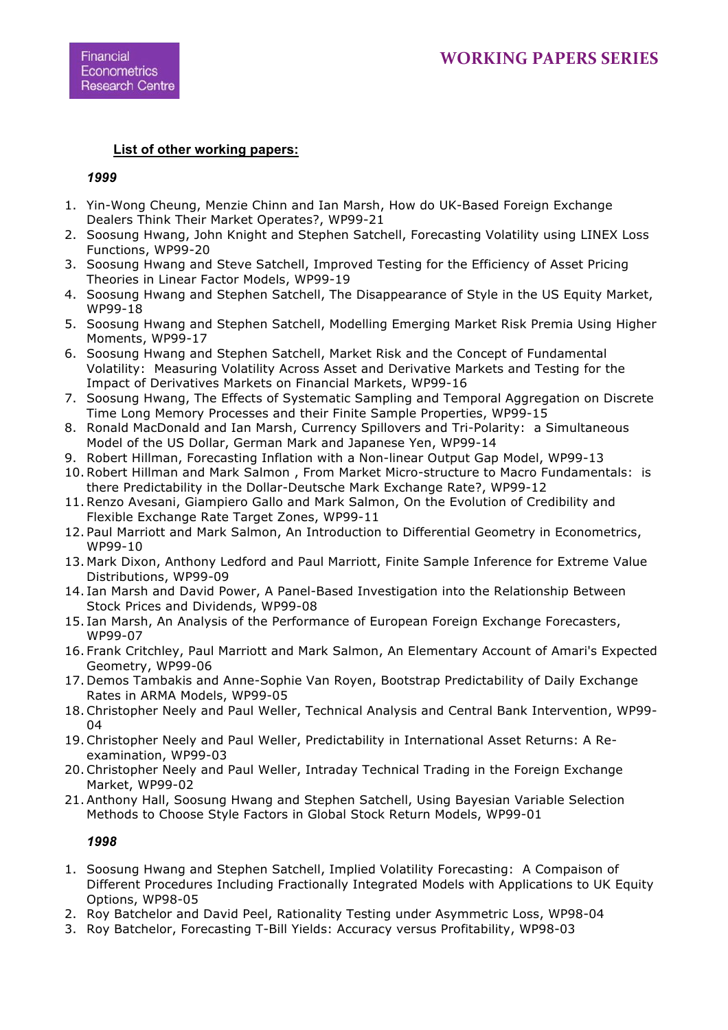**<u>List of other working papers:</u>**

***1999***

1. Yin-Wong Cheung, Menzie Chinn and Ian Marsh, How do UK-Based Foreign Exchange Dealers Think Their Market Operates?, WP99-21
2. Soosung Hwang, John Knight and Stephen Satchell, Forecasting Volatility using LINEX Loss Functions, WP99-20
3. Soosung Hwang and Steve Satchell, Improved Testing for the Efficiency of Asset Pricing Theories in Linear Factor Models, WP99-19
4. Soosung Hwang and Stephen Satchell, The Disappearance of Style in the US Equity Market, WP99-18
5. Soosung Hwang and Stephen Satchell, Modelling Emerging Market Risk Premia Using Higher Moments, WP99-17
6. Soosung Hwang and Stephen Satchell, Market Risk and the Concept of Fundamental Volatility: Measuring Volatility Across Asset and Derivative Markets and Testing for the Impact of Derivatives Markets on Financial Markets, WP99-16
7. Soosung Hwang, The Effects of Systematic Sampling and Temporal Aggregation on Discrete Time Long Memory Processes and their Finite Sample Properties, WP99-15
8. Ronald MacDonald and Ian Marsh, Currency Spillovers and Tri-Polarity: a Simultaneous Model of the US Dollar, German Mark and Japanese Yen, WP99-14
9. Robert Hillman, Forecasting Inflation with a Non-linear Output Gap Model, WP99-13
10. Robert Hillman and Mark Salmon , From Market Micro-structure to Macro Fundamentals: is there Predictability in the Dollar-Deutsche Mark Exchange Rate?, WP99-12
11. Renzo Avesani, Giampiero Gallo and Mark Salmon, On the Evolution of Credibility and Flexible Exchange Rate Target Zones, WP99-11
12. Paul Marriott and Mark Salmon, An Introduction to Differential Geometry in Econometrics, WP99-10
13. Mark Dixon, Anthony Ledford and Paul Marriott, Finite Sample Inference for Extreme Value Distributions, WP99-09
14. Ian Marsh and David Power, A Panel-Based Investigation into the Relationship Between Stock Prices and Dividends, WP99-08
15. Ian Marsh, An Analysis of the Performance of European Foreign Exchange Forecasters, WP99-07
16. Frank Critchley, Paul Marriott and Mark Salmon, An Elementary Account of Amari's Expected Geometry, WP99-06
17. Demos Tambakis and Anne-Sophie Van Royen, Bootstrap Predictability of Daily Exchange Rates in ARMA Models, WP99-05
18. Christopher Neely and Paul Weller, Technical Analysis and Central Bank Intervention, WP99-04
19. Christopher Neely and Paul Weller, Predictability in International Asset Returns: A Re-examination, WP99-03
20. Christopher Neely and Paul Weller, Intraday Technical Trading in the Foreign Exchange Market, WP99-02
21. Anthony Hall, Soosung Hwang and Stephen Satchell, Using Bayesian Variable Selection Methods to Choose Style Factors in Global Stock Return Models, WP99-01

***1998***

1. Soosung Hwang and Stephen Satchell, Implied Volatility Forecasting: A Compaison of Different Procedures Including Fractionally Integrated Models with Applications to UK Equity Options, WP98-05
2. Roy Batchelor and David Peel, Rationality Testing under Asymmetric Loss, WP98-04
3. Roy Batchelor, Forecasting T-Bill Yields: Accuracy versus Profitability, WP98-03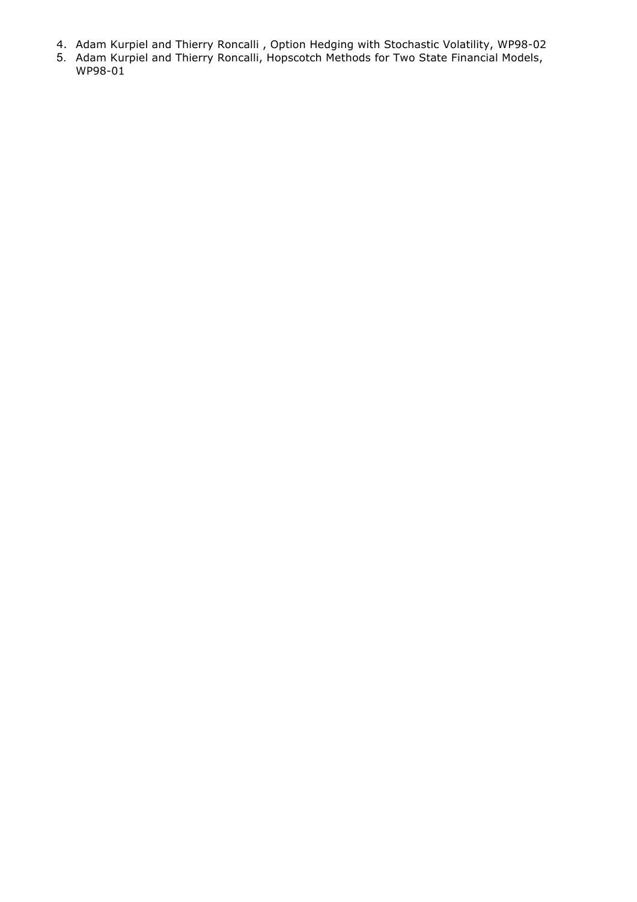4. Adam Kurpiel and Thierry Roncalli , Option Hedging with Stochastic Volatility, WP98-02
5. Adam Kurpiel and Thierry Roncalli, Hopscotch Methods for Two State Financial Models, WP98-01